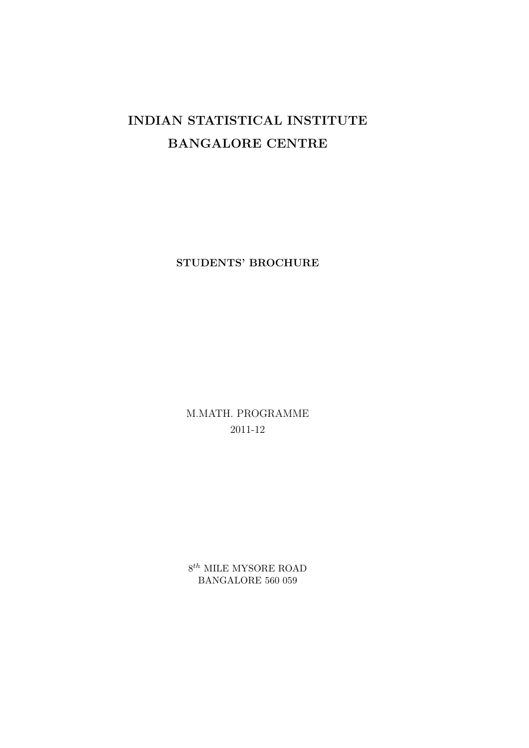# INDIAN STATISTICAL INSTITUTE
# BANGALORE CENTRE

**STUDENTS' BROCHURE**

M.MATH. PROGRAMME

2011-12

$8^{th}$ MILE MYSORE ROAD

BANGALORE 560 059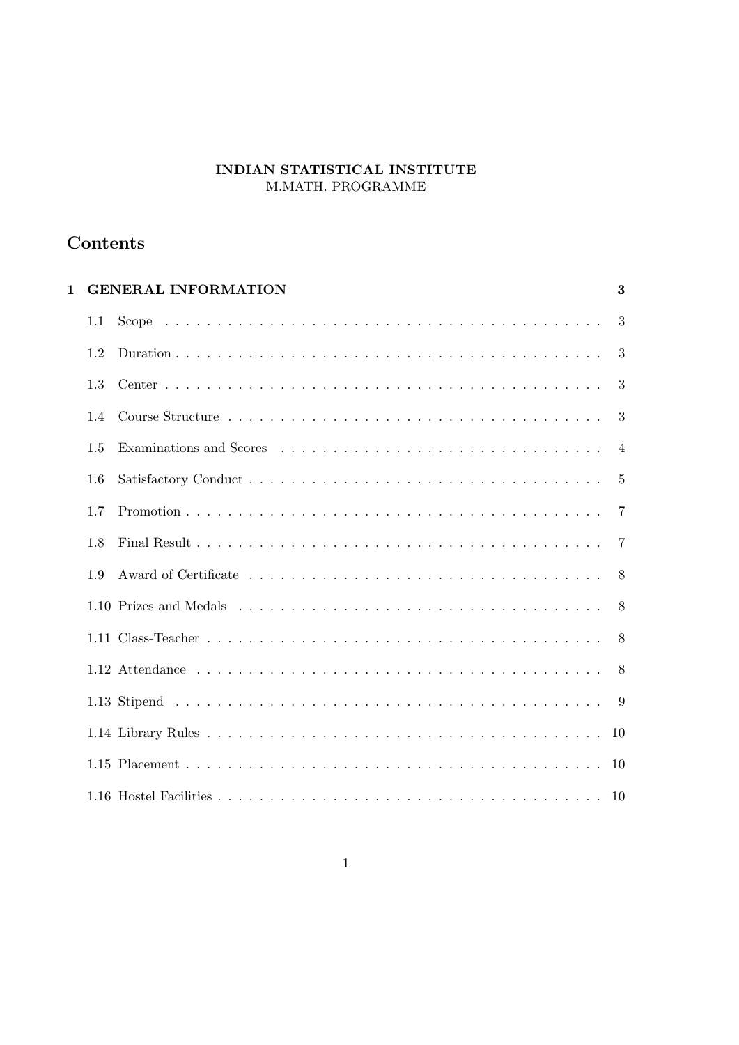**INDIAN STATISTICAL INSTITUTE**
M.MATH. PROGRAMME

# Contents

**1 GENERAL INFORMATION** **3**

- 1.1 Scope . . . 3
- 1.2 Duration . . . 3
- 1.3 Center . . . 3
- 1.4 Course Structure . . . 3
- 1.5 Examinations and Scores . . . 4
- 1.6 Satisfactory Conduct . . . 5
- 1.7 Promotion . . . 7
- 1.8 Final Result . . . 7
- 1.9 Award of Certificate . . . 8
- 1.10 Prizes and Medals . . . 8
- 1.11 Class-Teacher . . . 8
- 1.12 Attendance . . . 8
- 1.13 Stipend . . . 9
- 1.14 Library Rules . . . 10
- 1.15 Placement . . . 10
- 1.16 Hostel Facilities . . . 10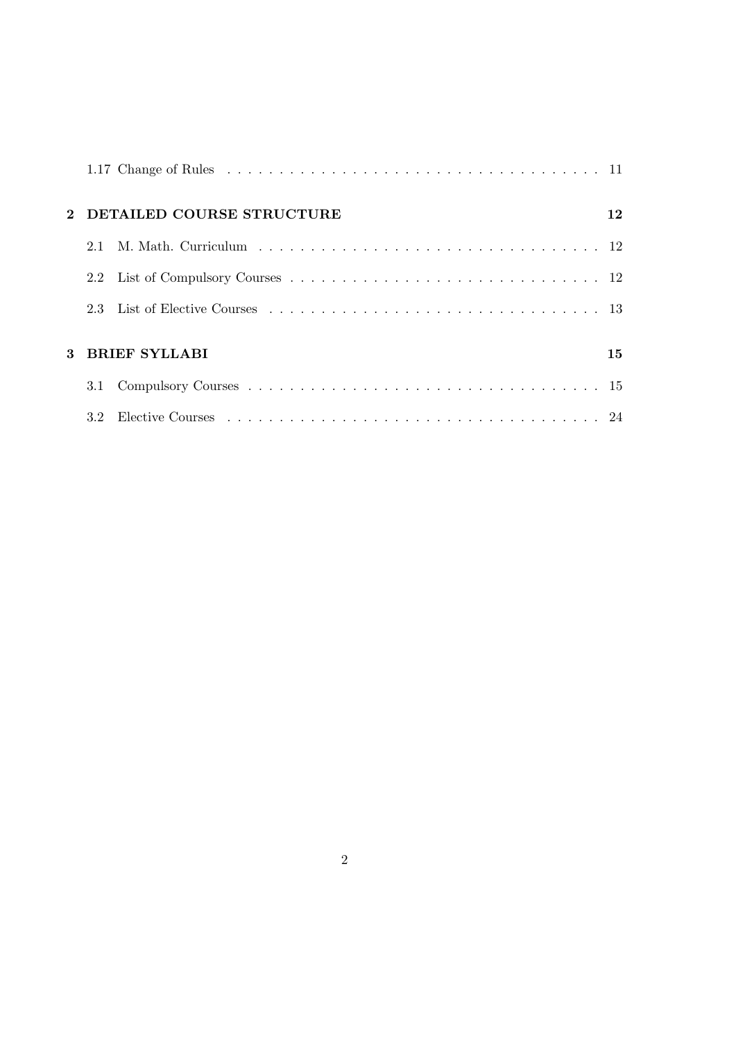1.17 Change of Rules . . . . . . . . . . . . . . . . . . . . . . . . . . . . . . . . . . . 11

**2 DETAILED COURSE STRUCTURE 12**

2.1 M. Math. Curriculum . . . . . . . . . . . . . . . . . . . . . . . . . . . . . . . . . 12

2.2 List of Compulsory Courses . . . . . . . . . . . . . . . . . . . . . . . . . . . . . 12

2.3 List of Elective Courses . . . . . . . . . . . . . . . . . . . . . . . . . . . . . . . 13

**3 BRIEF SYLLABI 15**

3.1 Compulsory Courses . . . . . . . . . . . . . . . . . . . . . . . . . . . . . . . . . 15

3.2 Elective Courses . . . . . . . . . . . . . . . . . . . . . . . . . . . . . . . . . . . 24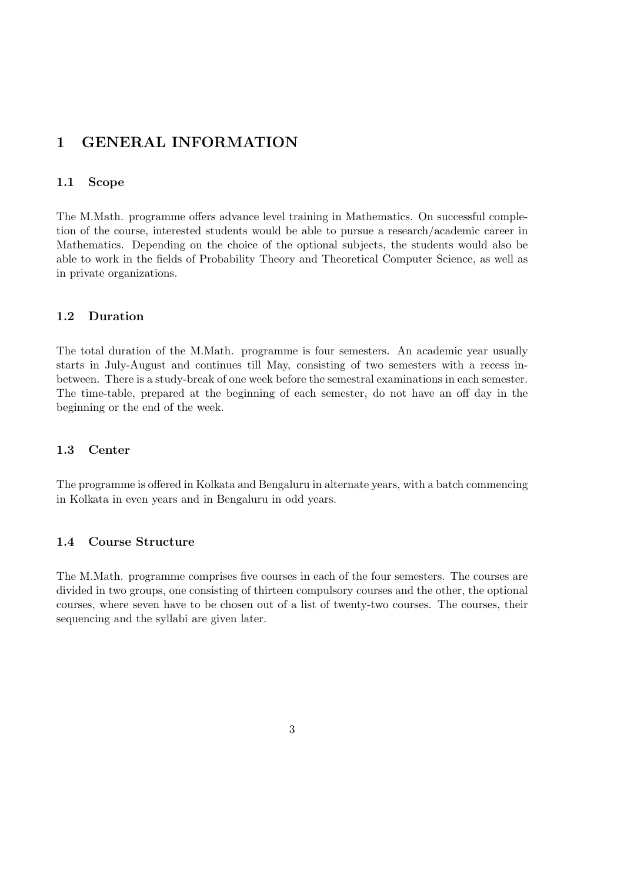# 1 GENERAL INFORMATION

## 1.1 Scope

The M.Math. programme offers advance level training in Mathematics. On successful completion of the course, interested students would be able to pursue a research/academic career in Mathematics. Depending on the choice of the optional subjects, the students would also be able to work in the fields of Probability Theory and Theoretical Computer Science, as well as in private organizations.

## 1.2 Duration

The total duration of the M.Math. programme is four semesters. An academic year usually starts in July-August and continues till May, consisting of two semesters with a recess in-between. There is a study-break of one week before the semestral examinations in each semester. The time-table, prepared at the beginning of each semester, do not have an off day in the beginning or the end of the week.

## 1.3 Center

The programme is offered in Kolkata and Bengaluru in alternate years, with a batch commencing in Kolkata in even years and in Bengaluru in odd years.

## 1.4 Course Structure

The M.Math. programme comprises five courses in each of the four semesters. The courses are divided in two groups, one consisting of thirteen compulsory courses and the other, the optional courses, where seven have to be chosen out of a list of twenty-two courses. The courses, their sequencing and the syllabi are given later.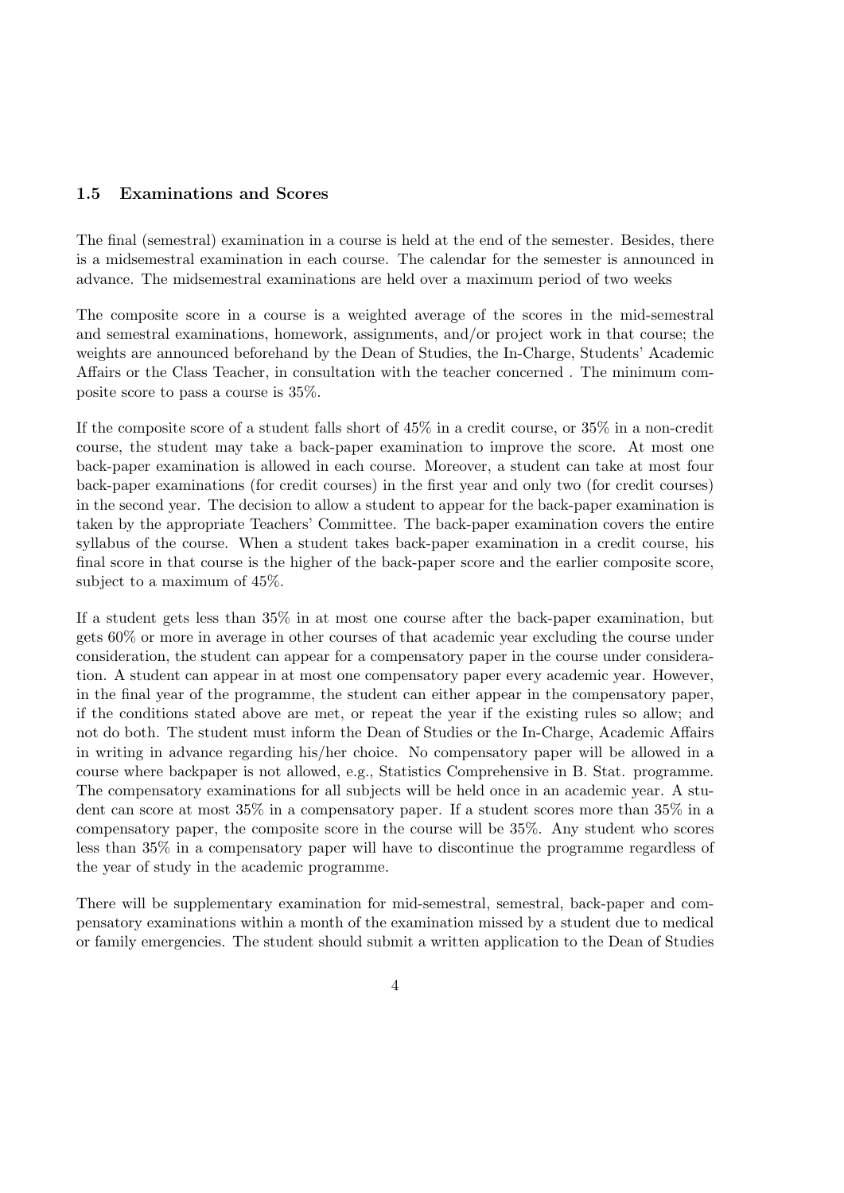### 1.5 Examinations and Scores

The final (semestral) examination in a course is held at the end of the semester. Besides, there is a midsemestral examination in each course. The calendar for the semester is announced in advance. The midsemestral examinations are held over a maximum period of two weeks

The composite score in a course is a weighted average of the scores in the mid-semestral and semestral examinations, homework, assignments, and/or project work in that course; the weights are announced beforehand by the Dean of Studies, the In-Charge, Students' Academic Affairs or the Class Teacher, in consultation with the teacher concerned . The minimum composite score to pass a course is 35%.

If the composite score of a student falls short of 45% in a credit course, or 35% in a non-credit course, the student may take a back-paper examination to improve the score. At most one back-paper examination is allowed in each course. Moreover, a student can take at most four back-paper examinations (for credit courses) in the first year and only two (for credit courses) in the second year. The decision to allow a student to appear for the back-paper examination is taken by the appropriate Teachers' Committee. The back-paper examination covers the entire syllabus of the course. When a student takes back-paper examination in a credit course, his final score in that course is the higher of the back-paper score and the earlier composite score, subject to a maximum of 45%.

If a student gets less than 35% in at most one course after the back-paper examination, but gets 60% or more in average in other courses of that academic year excluding the course under consideration, the student can appear for a compensatory paper in the course under consideration. A student can appear in at most one compensatory paper every academic year. However, in the final year of the programme, the student can either appear in the compensatory paper, if the conditions stated above are met, or repeat the year if the existing rules so allow; and not do both. The student must inform the Dean of Studies or the In-Charge, Academic Affairs in writing in advance regarding his/her choice. No compensatory paper will be allowed in a course where backpaper is not allowed, e.g., Statistics Comprehensive in B. Stat. programme. The compensatory examinations for all subjects will be held once in an academic year. A student can score at most 35% in a compensatory paper. If a student scores more than 35% in a compensatory paper, the composite score in the course will be 35%. Any student who scores less than 35% in a compensatory paper will have to discontinue the programme regardless of the year of study in the academic programme.

There will be supplementary examination for mid-semestral, semestral, back-paper and compensatory examinations within a month of the examination missed by a student due to medical or family emergencies. The student should submit a written application to the Dean of Studies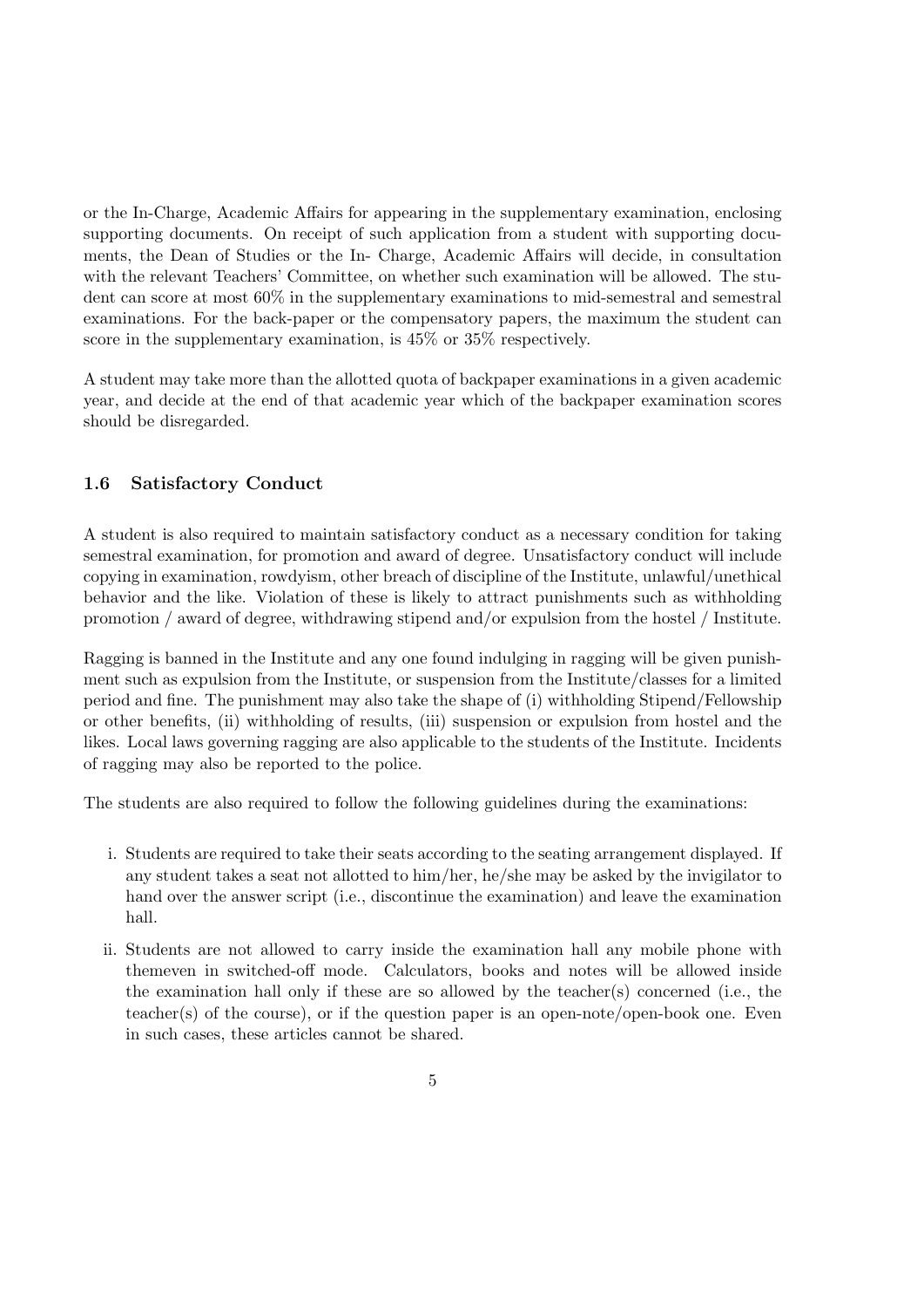or the In-Charge, Academic Affairs for appearing in the supplementary examination, enclosing supporting documents. On receipt of such application from a student with supporting documents, the Dean of Studies or the In- Charge, Academic Affairs will decide, in consultation with the relevant Teachers' Committee, on whether such examination will be allowed. The student can score at most 60% in the supplementary examinations to mid-semestral and semestral examinations. For the back-paper or the compensatory papers, the maximum the student can score in the supplementary examination, is 45% or 35% respectively.

A student may take more than the allotted quota of backpaper examinations in a given academic year, and decide at the end of that academic year which of the backpaper examination scores should be disregarded.

### 1.6 Satisfactory Conduct

A student is also required to maintain satisfactory conduct as a necessary condition for taking semestral examination, for promotion and award of degree. Unsatisfactory conduct will include copying in examination, rowdyism, other breach of discipline of the Institute, unlawful/unethical behavior and the like. Violation of these is likely to attract punishments such as withholding promotion / award of degree, withdrawing stipend and/or expulsion from the hostel / Institute.

Ragging is banned in the Institute and any one found indulging in ragging will be given punishment such as expulsion from the Institute, or suspension from the Institute/classes for a limited period and fine. The punishment may also take the shape of (i) withholding Stipend/Fellowship or other benefits, (ii) withholding of results, (iii) suspension or expulsion from hostel and the likes. Local laws governing ragging are also applicable to the students of the Institute. Incidents of ragging may also be reported to the police.

The students are also required to follow the following guidelines during the examinations:

i. Students are required to take their seats according to the seating arrangement displayed. If any student takes a seat not allotted to him/her, he/she may be asked by the invigilator to hand over the answer script (i.e., discontinue the examination) and leave the examination hall.

ii. Students are not allowed to carry inside the examination hall any mobile phone with themeven in switched-off mode. Calculators, books and notes will be allowed inside the examination hall only if these are so allowed by the teacher(s) concerned (i.e., the teacher(s) of the course), or if the question paper is an open-note/open-book one. Even in such cases, these articles cannot be shared.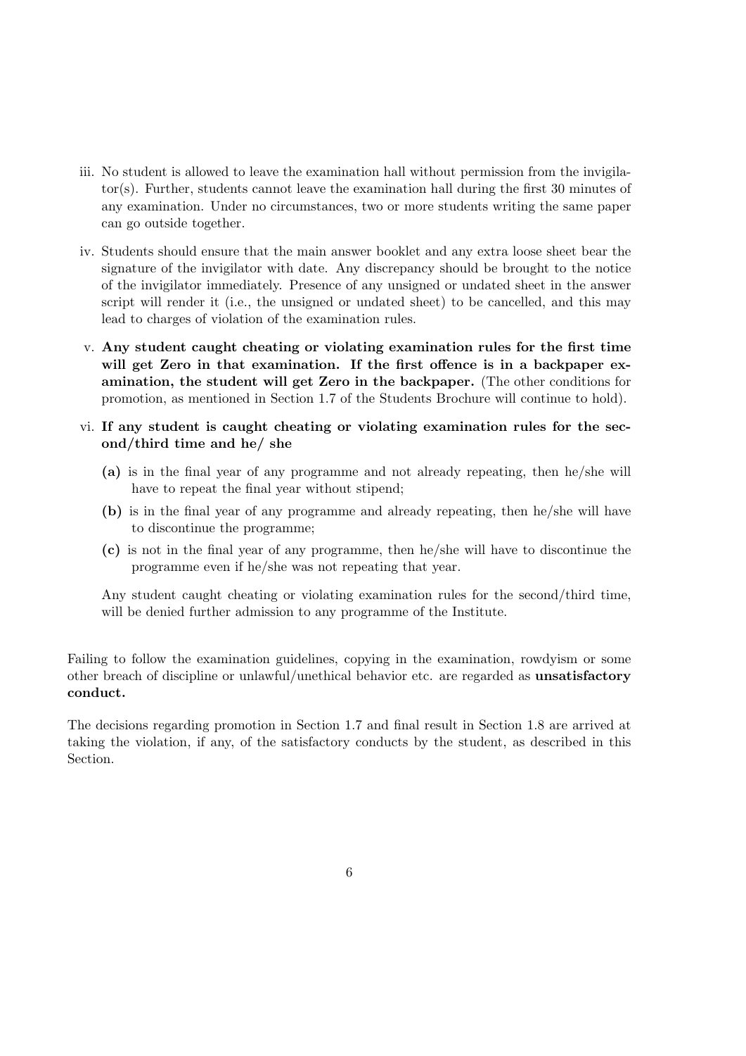iii. No student is allowed to leave the examination hall without permission from the invigilator(s). Further, students cannot leave the examination hall during the first 30 minutes of any examination. Under no circumstances, two or more students writing the same paper can go outside together.

iv. Students should ensure that the main answer booklet and any extra loose sheet bear the signature of the invigilator with date. Any discrepancy should be brought to the notice of the invigilator immediately. Presence of any unsigned or undated sheet in the answer script will render it (i.e., the unsigned or undated sheet) to be cancelled, and this may lead to charges of violation of the examination rules.

v. **Any student caught cheating or violating examination rules for the first time will get Zero in that examination. If the first offence is in a backpaper examination, the student will get Zero in the backpaper.** (The other conditions for promotion, as mentioned in Section 1.7 of the Students Brochure will continue to hold).

vi. **If any student is caught cheating or violating examination rules for the second/third time and he/ she**

   **(a)** is in the final year of any programme and not already repeating, then he/she will have to repeat the final year without stipend;

   **(b)** is in the final year of any programme and already repeating, then he/she will have to discontinue the programme;

   **(c)** is not in the final year of any programme, then he/she will have to discontinue the programme even if he/she was not repeating that year.

   Any student caught cheating or violating examination rules for the second/third time, will be denied further admission to any programme of the Institute.

Failing to follow the examination guidelines, copying in the examination, rowdyism or some other breach of discipline or unlawful/unethical behavior etc. are regarded as **unsatisfactory conduct.**

The decisions regarding promotion in Section 1.7 and final result in Section 1.8 are arrived at taking the violation, if any, of the satisfactory conducts by the student, as described in this Section.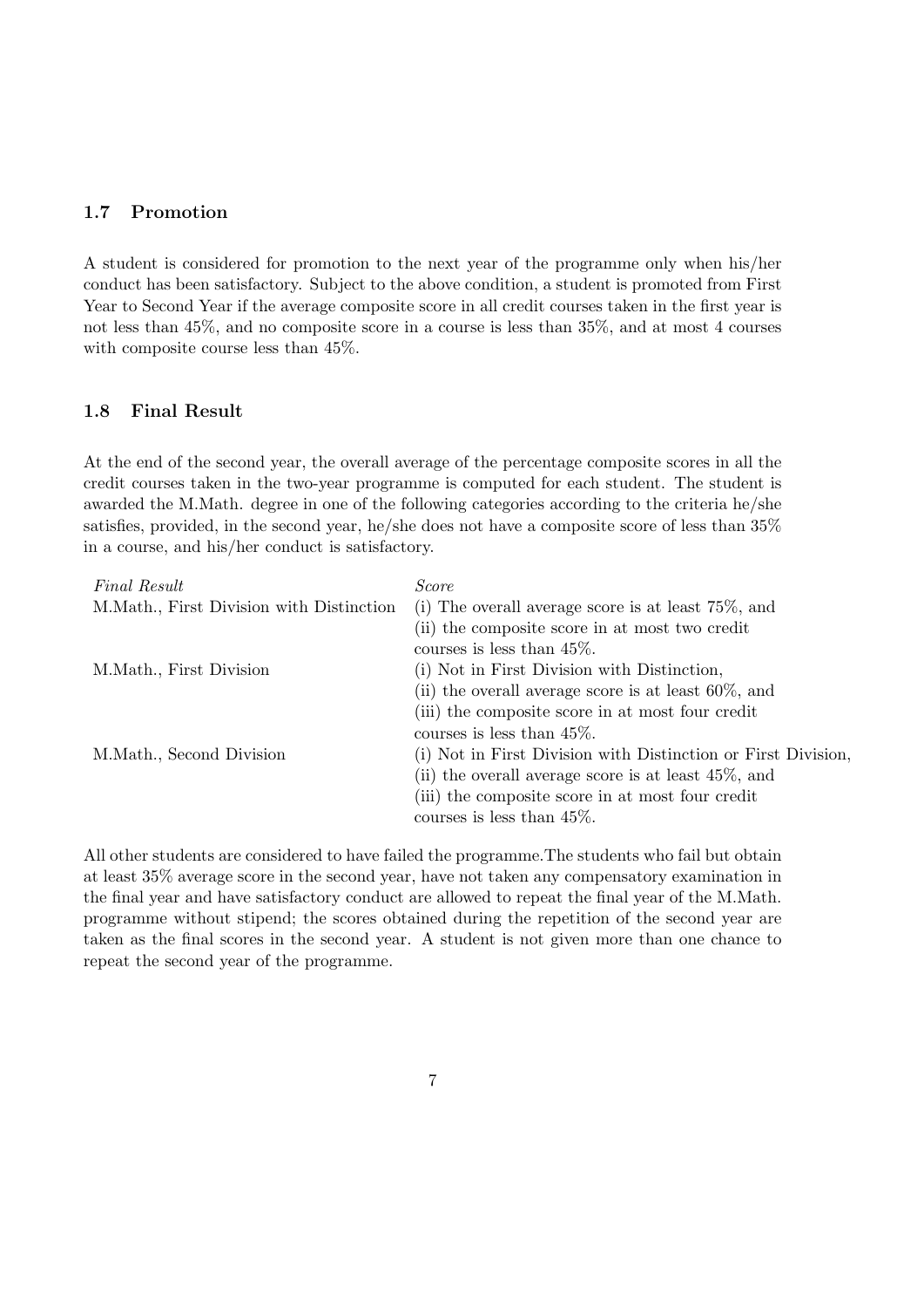### 1.7 Promotion

A student is considered for promotion to the next year of the programme only when his/her conduct has been satisfactory. Subject to the above condition, a student is promoted from First Year to Second Year if the average composite score in all credit courses taken in the first year is not less than 45%, and no composite score in a course is less than 35%, and at most 4 courses with composite course less than 45%.

### 1.8 Final Result

At the end of the second year, the overall average of the percentage composite scores in all the credit courses taken in the two-year programme is computed for each student. The student is awarded the M.Math. degree in one of the following categories according to the criteria he/she satisfies, provided, in the second year, he/she does not have a composite score of less than 35% in a course, and his/her conduct is satisfactory.

| *Final Result* | *Score* |
|---|---|
| M.Math., First Division with Distinction | (i) The overall average score is at least 75%, and (ii) the composite score in at most two credit courses is less than 45%. |
| M.Math., First Division | (i) Not in First Division with Distinction, (ii) the overall average score is at least 60%, and (iii) the composite score in at most four credit courses is less than 45%. |
| M.Math., Second Division | (i) Not in First Division with Distinction or First Division, (ii) the overall average score is at least 45%, and (iii) the composite score in at most four credit courses is less than 45%. |

All other students are considered to have failed the programme.The students who fail but obtain at least 35% average score in the second year, have not taken any compensatory examination in the final year and have satisfactory conduct are allowed to repeat the final year of the M.Math. programme without stipend; the scores obtained during the repetition of the second year are taken as the final scores in the second year. A student is not given more than one chance to repeat the second year of the programme.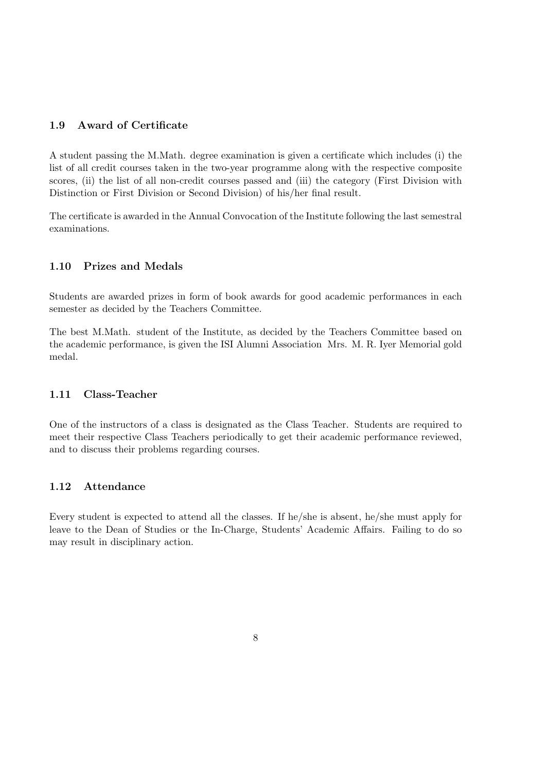### 1.9 Award of Certificate

A student passing the M.Math. degree examination is given a certificate which includes (i) the list of all credit courses taken in the two-year programme along with the respective composite scores, (ii) the list of all non-credit courses passed and (iii) the category (First Division with Distinction or First Division or Second Division) of his/her final result.

The certificate is awarded in the Annual Convocation of the Institute following the last semestral examinations.

### 1.10 Prizes and Medals

Students are awarded prizes in form of book awards for good academic performances in each semester as decided by the Teachers Committee.

The best M.Math. student of the Institute, as decided by the Teachers Committee based on the academic performance, is given the ISI Alumni Association Mrs. M. R. Iyer Memorial gold medal.

### 1.11 Class-Teacher

One of the instructors of a class is designated as the Class Teacher. Students are required to meet their respective Class Teachers periodically to get their academic performance reviewed, and to discuss their problems regarding courses.

### 1.12 Attendance

Every student is expected to attend all the classes. If he/she is absent, he/she must apply for leave to the Dean of Studies or the In-Charge, Students' Academic Affairs. Failing to do so may result in disciplinary action.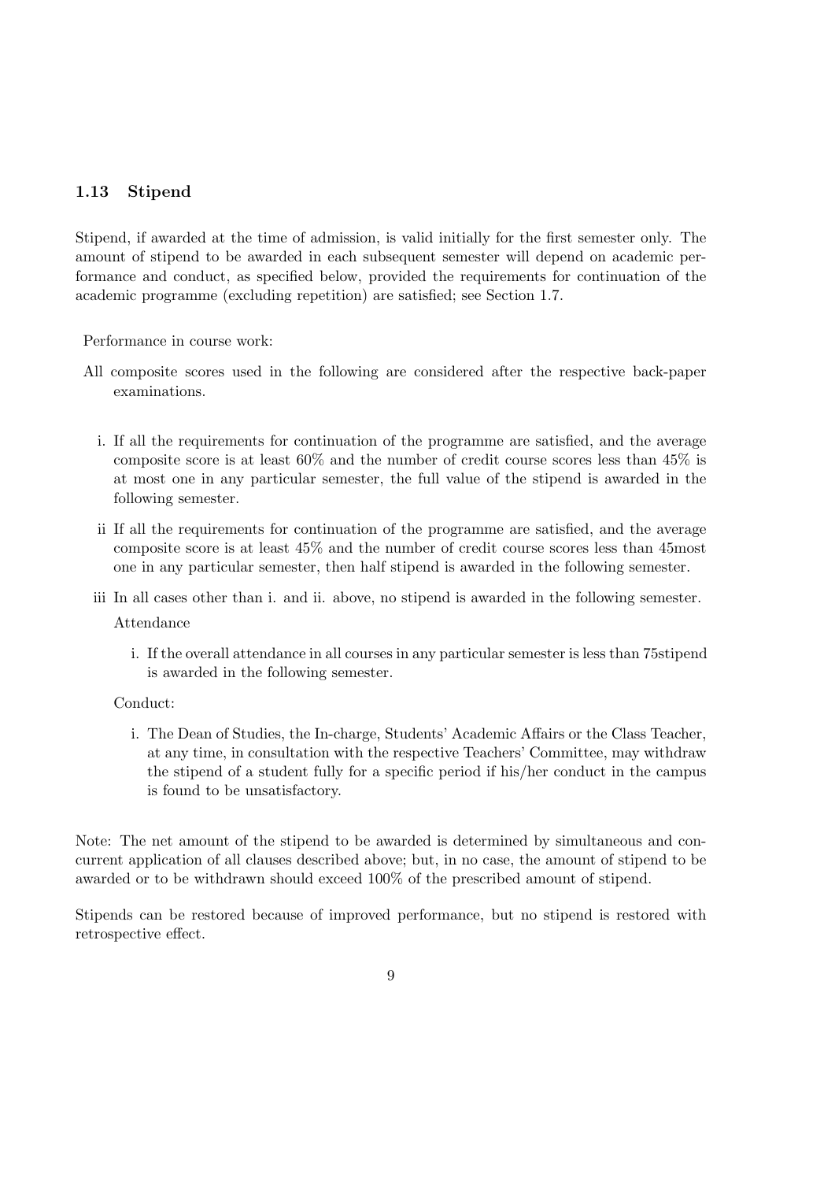### 1.13 Stipend

Stipend, if awarded at the time of admission, is valid initially for the first semester only. The amount of stipend to be awarded in each subsequent semester will depend on academic performance and conduct, as specified below, provided the requirements for continuation of the academic programme (excluding repetition) are satisfied; see Section 1.7.

Performance in course work:

All composite scores used in the following are considered after the respective back-paper examinations.

i. If all the requirements for continuation of the programme are satisfied, and the average composite score is at least 60% and the number of credit course scores less than 45% is at most one in any particular semester, the full value of the stipend is awarded in the following semester.

ii If all the requirements for continuation of the programme are satisfied, and the average composite score is at least 45% and the number of credit course scores less than 45most one in any particular semester, then half stipend is awarded in the following semester.

iii In all cases other than i. and ii. above, no stipend is awarded in the following semester.

Attendance

i. If the overall attendance in all courses in any particular semester is less than 75stipend is awarded in the following semester.

Conduct:

i. The Dean of Studies, the In-charge, Students' Academic Affairs or the Class Teacher, at any time, in consultation with the respective Teachers' Committee, may withdraw the stipend of a student fully for a specific period if his/her conduct in the campus is found to be unsatisfactory.

Note: The net amount of the stipend to be awarded is determined by simultaneous and concurrent application of all clauses described above; but, in no case, the amount of stipend to be awarded or to be withdrawn should exceed 100% of the prescribed amount of stipend.

Stipends can be restored because of improved performance, but no stipend is restored with retrospective effect.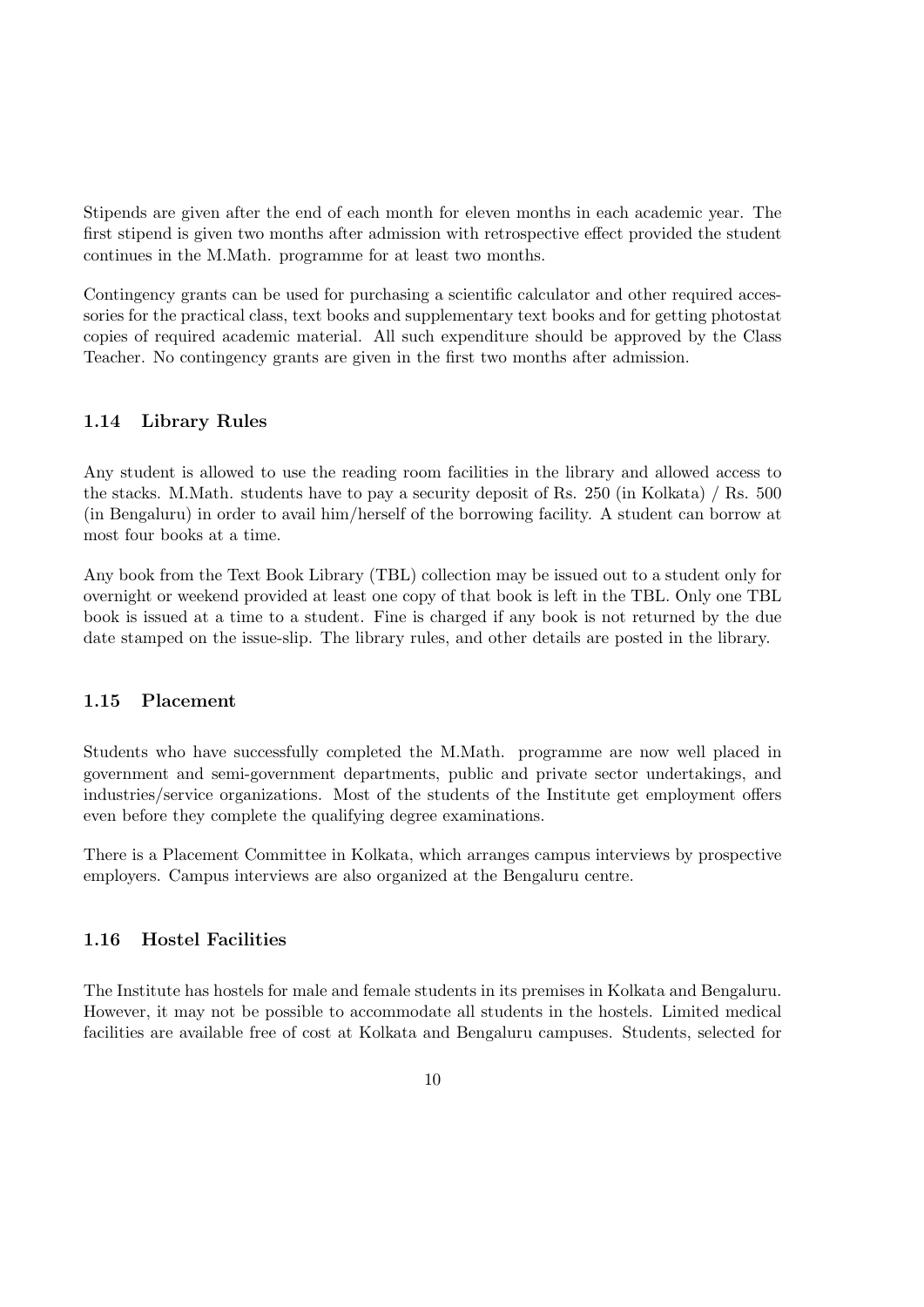Stipends are given after the end of each month for eleven months in each academic year. The first stipend is given two months after admission with retrospective effect provided the student continues in the M.Math. programme for at least two months.

Contingency grants can be used for purchasing a scientific calculator and other required accessories for the practical class, text books and supplementary text books and for getting photostat copies of required academic material. All such expenditure should be approved by the Class Teacher. No contingency grants are given in the first two months after admission.

### 1.14 Library Rules

Any student is allowed to use the reading room facilities in the library and allowed access to the stacks. M.Math. students have to pay a security deposit of Rs. 250 (in Kolkata) / Rs. 500 (in Bengaluru) in order to avail him/herself of the borrowing facility. A student can borrow at most four books at a time.

Any book from the Text Book Library (TBL) collection may be issued out to a student only for overnight or weekend provided at least one copy of that book is left in the TBL. Only one TBL book is issued at a time to a student. Fine is charged if any book is not returned by the due date stamped on the issue-slip. The library rules, and other details are posted in the library.

### 1.15 Placement

Students who have successfully completed the M.Math. programme are now well placed in government and semi-government departments, public and private sector undertakings, and industries/service organizations. Most of the students of the Institute get employment offers even before they complete the qualifying degree examinations.

There is a Placement Committee in Kolkata, which arranges campus interviews by prospective employers. Campus interviews are also organized at the Bengaluru centre.

### 1.16 Hostel Facilities

The Institute has hostels for male and female students in its premises in Kolkata and Bengaluru. However, it may not be possible to accommodate all students in the hostels. Limited medical facilities are available free of cost at Kolkata and Bengaluru campuses. Students, selected for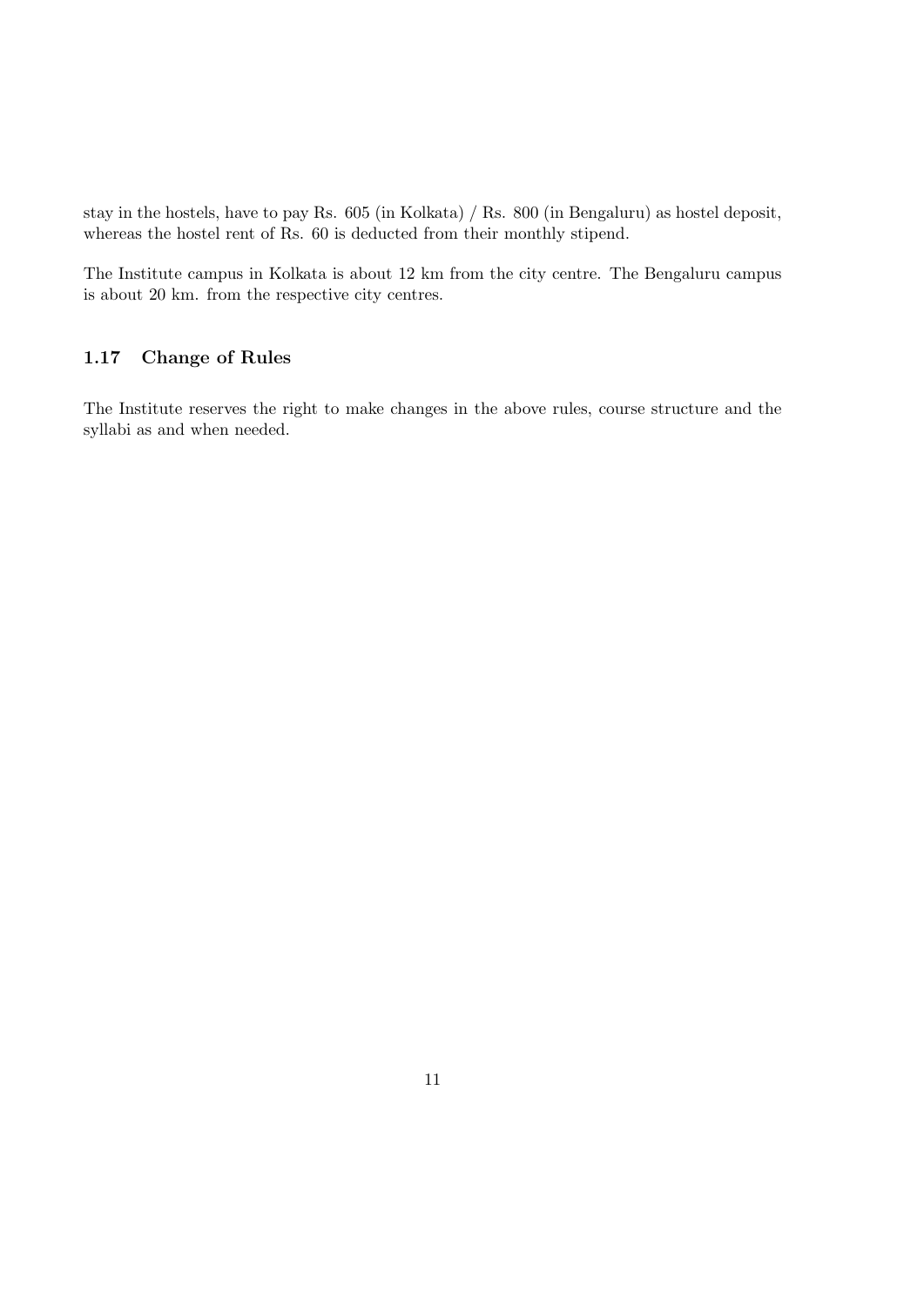stay in the hostels, have to pay Rs. 605 (in Kolkata) / Rs. 800 (in Bengaluru) as hostel deposit, whereas the hostel rent of Rs. 60 is deducted from their monthly stipend.

The Institute campus in Kolkata is about 12 km from the city centre. The Bengaluru campus is about 20 km. from the respective city centres.

### 1.17 Change of Rules

The Institute reserves the right to make changes in the above rules, course structure and the syllabi as and when needed.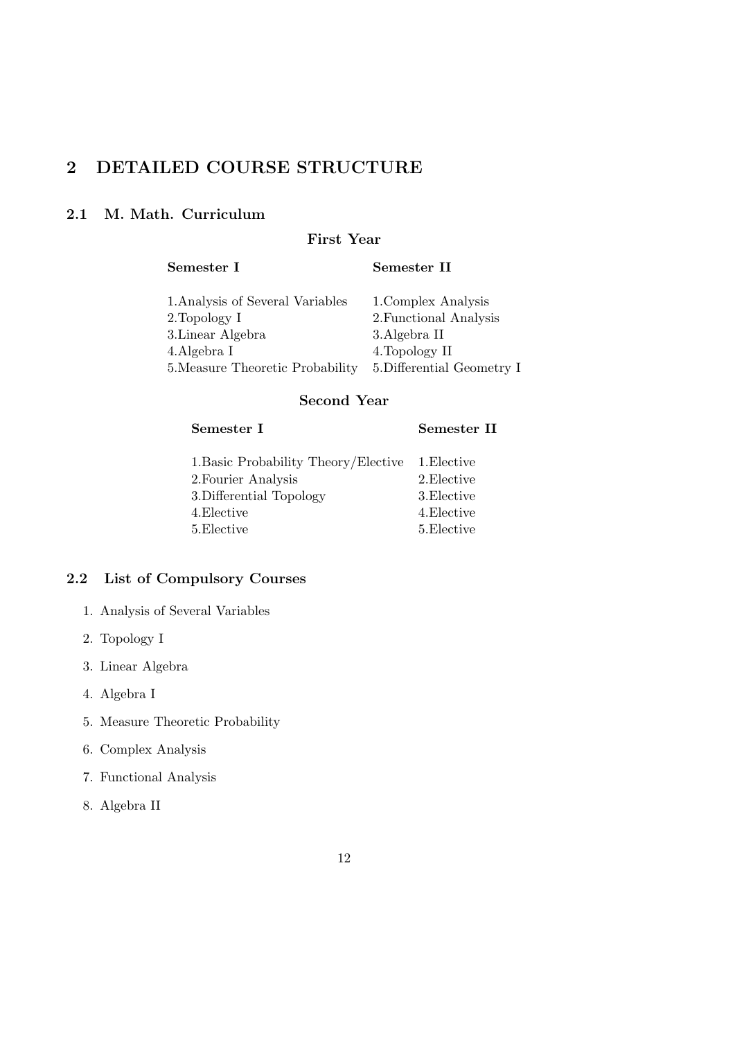## 2 DETAILED COURSE STRUCTURE

### 2.1 M. Math. Curriculum

**First Year**

| Semester I | Semester II |
|---|---|
| 1.Analysis of Several Variables | 1.Complex Analysis |
| 2.Topology I | 2.Functional Analysis |
| 3.Linear Algebra | 3.Algebra II |
| 4.Algebra I | 4.Topology II |
| 5.Measure Theoretic Probability | 5.Differential Geometry I |

**Second Year**

| Semester I | Semester II |
|---|---|
| 1.Basic Probability Theory/Elective | 1.Elective |
| 2.Fourier Analysis | 2.Elective |
| 3.Differential Topology | 3.Elective |
| 4.Elective | 4.Elective |
| 5.Elective | 5.Elective |

### 2.2 List of Compulsory Courses

1. Analysis of Several Variables
2. Topology I
3. Linear Algebra
4. Algebra I
5. Measure Theoretic Probability
6. Complex Analysis
7. Functional Analysis
8. Algebra II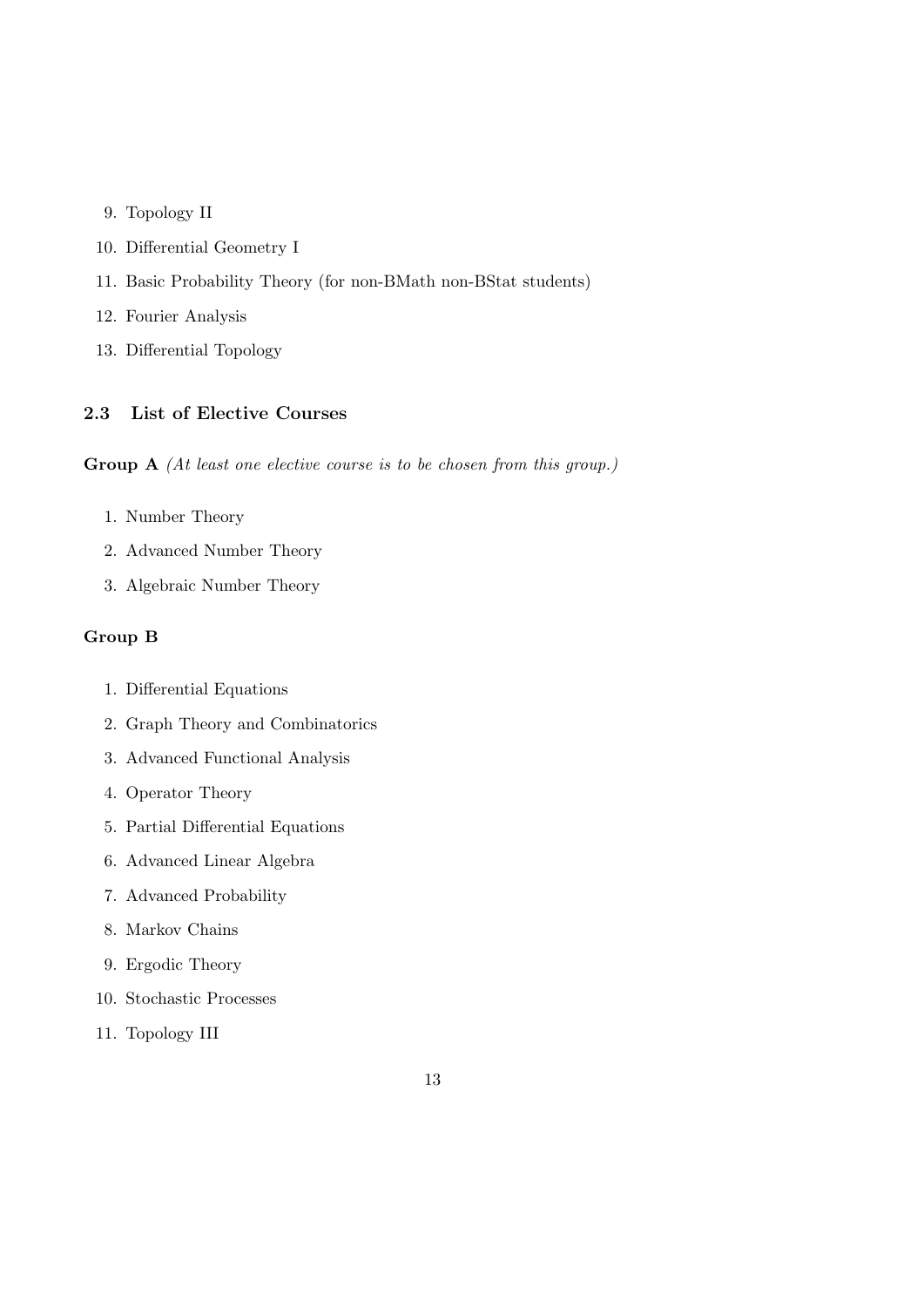9. Topology II
10. Differential Geometry I
11. Basic Probability Theory (for non-BMath non-BStat students)
12. Fourier Analysis
13. Differential Topology

### 2.3 List of Elective Courses

**Group A** *(At least one elective course is to be chosen from this group.)*

1. Number Theory
2. Advanced Number Theory
3. Algebraic Number Theory

**Group B**

1. Differential Equations
2. Graph Theory and Combinatorics
3. Advanced Functional Analysis
4. Operator Theory
5. Partial Differential Equations
6. Advanced Linear Algebra
7. Advanced Probability
8. Markov Chains
9. Ergodic Theory
10. Stochastic Processes
11. Topology III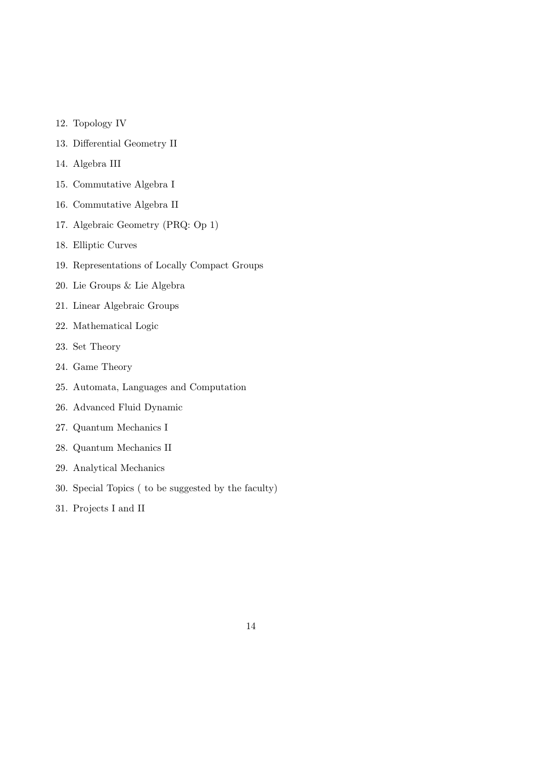12. Topology IV
13. Differential Geometry II
14. Algebra III
15. Commutative Algebra I
16. Commutative Algebra II
17. Algebraic Geometry (PRQ: Op 1)
18. Elliptic Curves
19. Representations of Locally Compact Groups
20. Lie Groups & Lie Algebra
21. Linear Algebraic Groups
22. Mathematical Logic
23. Set Theory
24. Game Theory
25. Automata, Languages and Computation
26. Advanced Fluid Dynamic
27. Quantum Mechanics I
28. Quantum Mechanics II
29. Analytical Mechanics
30. Special Topics ( to be suggested by the faculty)
31. Projects I and II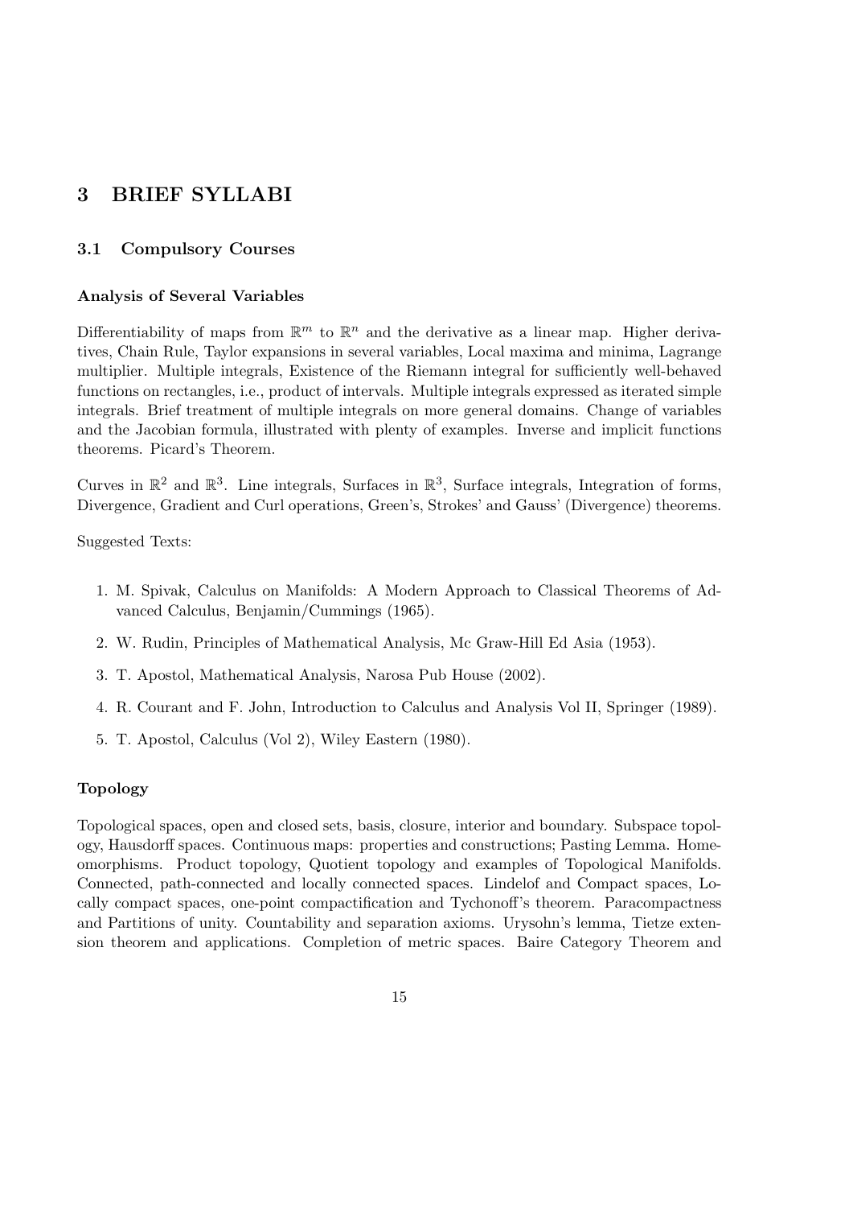# 3 BRIEF SYLLABI

## 3.1 Compulsory Courses

### Analysis of Several Variables

Differentiability of maps from $\mathbb{R}^m$ to $\mathbb{R}^n$ and the derivative as a linear map. Higher derivatives, Chain Rule, Taylor expansions in several variables, Local maxima and minima, Lagrange multiplier. Multiple integrals, Existence of the Riemann integral for sufficiently well-behaved functions on rectangles, i.e., product of intervals. Multiple integrals expressed as iterated simple integrals. Brief treatment of multiple integrals on more general domains. Change of variables and the Jacobian formula, illustrated with plenty of examples. Inverse and implicit functions theorems. Picard's Theorem.

Curves in $\mathbb{R}^2$ and $\mathbb{R}^3$. Line integrals, Surfaces in $\mathbb{R}^3$, Surface integrals, Integration of forms, Divergence, Gradient and Curl operations, Green's, Strokes' and Gauss' (Divergence) theorems.

Suggested Texts:

1. M. Spivak, Calculus on Manifolds: A Modern Approach to Classical Theorems of Advanced Calculus, Benjamin/Cummings (1965).
2. W. Rudin, Principles of Mathematical Analysis, Mc Graw-Hill Ed Asia (1953).
3. T. Apostol, Mathematical Analysis, Narosa Pub House (2002).
4. R. Courant and F. John, Introduction to Calculus and Analysis Vol II, Springer (1989).
5. T. Apostol, Calculus (Vol 2), Wiley Eastern (1980).

### Topology

Topological spaces, open and closed sets, basis, closure, interior and boundary. Subspace topology, Hausdorff spaces. Continuous maps: properties and constructions; Pasting Lemma. Homeomorphisms. Product topology, Quotient topology and examples of Topological Manifolds. Connected, path-connected and locally connected spaces. Lindelof and Compact spaces, Locally compact spaces, one-point compactification and Tychonoff's theorem. Paracompactness and Partitions of unity. Countability and separation axioms. Urysohn's lemma, Tietze extension theorem and applications. Completion of metric spaces. Baire Category Theorem and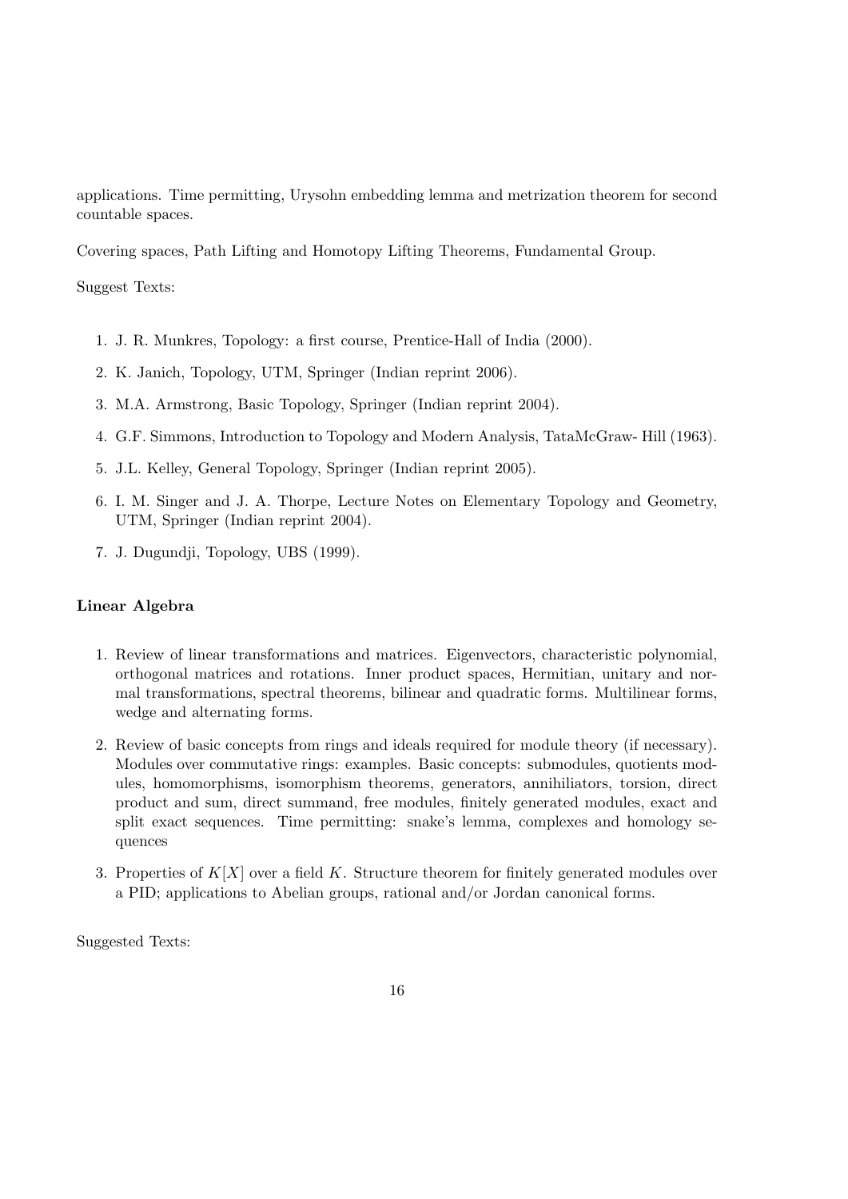applications. Time permitting, Urysohn embedding lemma and metrization theorem for second countable spaces.

Covering spaces, Path Lifting and Homotopy Lifting Theorems, Fundamental Group.

Suggest Texts:

1. J. R. Munkres, Topology: a first course, Prentice-Hall of India (2000).
2. K. Janich, Topology, UTM, Springer (Indian reprint 2006).
3. M.A. Armstrong, Basic Topology, Springer (Indian reprint 2004).
4. G.F. Simmons, Introduction to Topology and Modern Analysis, TataMcGraw- Hill (1963).
5. J.L. Kelley, General Topology, Springer (Indian reprint 2005).
6. I. M. Singer and J. A. Thorpe, Lecture Notes on Elementary Topology and Geometry, UTM, Springer (Indian reprint 2004).
7. J. Dugundji, Topology, UBS (1999).

**Linear Algebra**

1. Review of linear transformations and matrices. Eigenvectors, characteristic polynomial, orthogonal matrices and rotations. Inner product spaces, Hermitian, unitary and normal transformations, spectral theorems, bilinear and quadratic forms. Multilinear forms, wedge and alternating forms.
2. Review of basic concepts from rings and ideals required for module theory (if necessary). Modules over commutative rings: examples. Basic concepts: submodules, quotients modules, homomorphisms, isomorphism theorems, generators, annihiliators, torsion, direct product and sum, direct summand, free modules, finitely generated modules, exact and split exact sequences. Time permitting: snake's lemma, complexes and homology sequences
3. Properties of $K[X]$ over a field $K$. Structure theorem for finitely generated modules over a PID; applications to Abelian groups, rational and/or Jordan canonical forms.

Suggested Texts: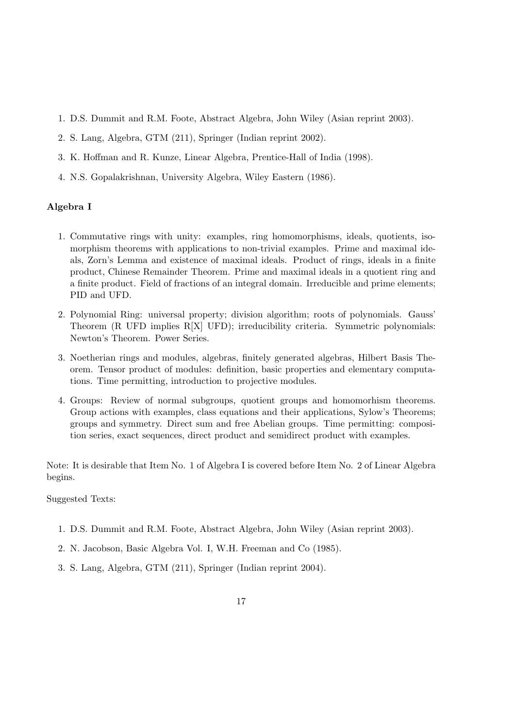1. D.S. Dummit and R.M. Foote, Abstract Algebra, John Wiley (Asian reprint 2003).
2. S. Lang, Algebra, GTM (211), Springer (Indian reprint 2002).
3. K. Hoffman and R. Kunze, Linear Algebra, Prentice-Hall of India (1998).
4. N.S. Gopalakrishnan, University Algebra, Wiley Eastern (1986).

**Algebra I**

1. Commutative rings with unity: examples, ring homomorphisms, ideals, quotients, isomorphism theorems with applications to non-trivial examples. Prime and maximal ideals, Zorn's Lemma and existence of maximal ideals. Product of rings, ideals in a finite product, Chinese Remainder Theorem. Prime and maximal ideals in a quotient ring and a finite product. Field of fractions of an integral domain. Irreducible and prime elements; PID and UFD.
2. Polynomial Ring: universal property; division algorithm; roots of polynomials. Gauss' Theorem (R UFD implies R[X] UFD); irreducibility criteria. Symmetric polynomials: Newton's Theorem. Power Series.
3. Noetherian rings and modules, algebras, finitely generated algebras, Hilbert Basis Theorem. Tensor product of modules: definition, basic properties and elementary computations. Time permitting, introduction to projective modules.
4. Groups: Review of normal subgroups, quotient groups and homomorhism theorems. Group actions with examples, class equations and their applications, Sylow's Theorems; groups and symmetry. Direct sum and free Abelian groups. Time permitting: composition series, exact sequences, direct product and semidirect product with examples.

Note: It is desirable that Item No. 1 of Algebra I is covered before Item No. 2 of Linear Algebra begins.

Suggested Texts:

1. D.S. Dummit and R.M. Foote, Abstract Algebra, John Wiley (Asian reprint 2003).
2. N. Jacobson, Basic Algebra Vol. I, W.H. Freeman and Co (1985).
3. S. Lang, Algebra, GTM (211), Springer (Indian reprint 2004).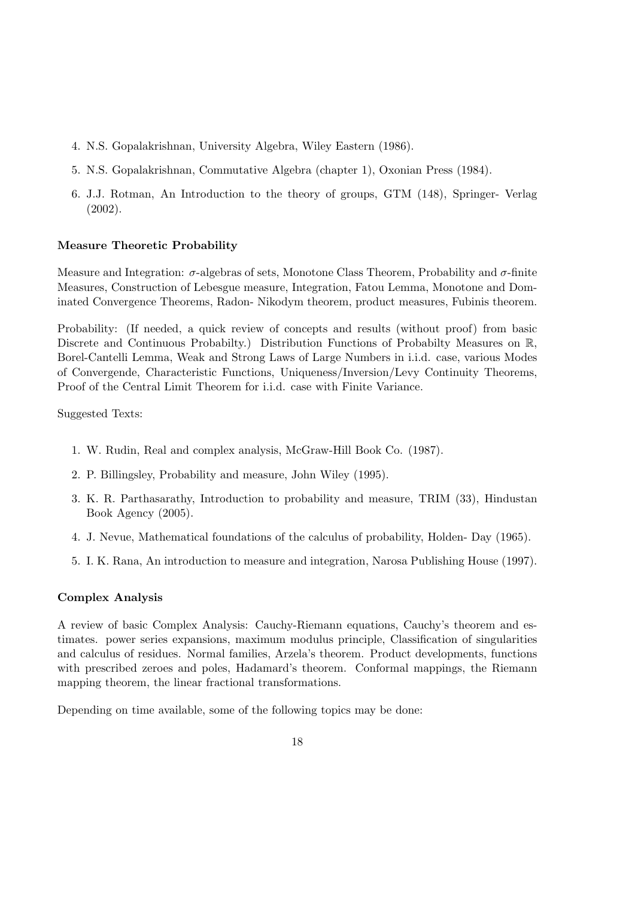4. N.S. Gopalakrishnan, University Algebra, Wiley Eastern (1986).
5. N.S. Gopalakrishnan, Commutative Algebra (chapter 1), Oxonian Press (1984).
6. J.J. Rotman, An Introduction to the theory of groups, GTM (148), Springer- Verlag (2002).

**Measure Theoretic Probability**

Measure and Integration: $\sigma$-algebras of sets, Monotone Class Theorem, Probability and $\sigma$-finite Measures, Construction of Lebesgue measure, Integration, Fatou Lemma, Monotone and Dominated Convergence Theorems, Radon- Nikodym theorem, product measures, Fubinis theorem.

Probability: (If needed, a quick review of concepts and results (without proof) from basic Discrete and Continuous Probabilty.) Distribution Functions of Probabilty Measures on $\mathbb{R}$, Borel-Cantelli Lemma, Weak and Strong Laws of Large Numbers in i.i.d. case, various Modes of Convergende, Characteristic Functions, Uniqueness/Inversion/Levy Continuity Theorems, Proof of the Central Limit Theorem for i.i.d. case with Finite Variance.

Suggested Texts:

1. W. Rudin, Real and complex analysis, McGraw-Hill Book Co. (1987).
2. P. Billingsley, Probability and measure, John Wiley (1995).
3. K. R. Parthasarathy, Introduction to probability and measure, TRIM (33), Hindustan Book Agency (2005).
4. J. Nevue, Mathematical foundations of the calculus of probability, Holden- Day (1965).
5. I. K. Rana, An introduction to measure and integration, Narosa Publishing House (1997).

**Complex Analysis**

A review of basic Complex Analysis: Cauchy-Riemann equations, Cauchy's theorem and estimates. power series expansions, maximum modulus principle, Classification of singularities and calculus of residues. Normal families, Arzela's theorem. Product developments, functions with prescribed zeroes and poles, Hadamard's theorem. Conformal mappings, the Riemann mapping theorem, the linear fractional transformations.

Depending on time available, some of the following topics may be done: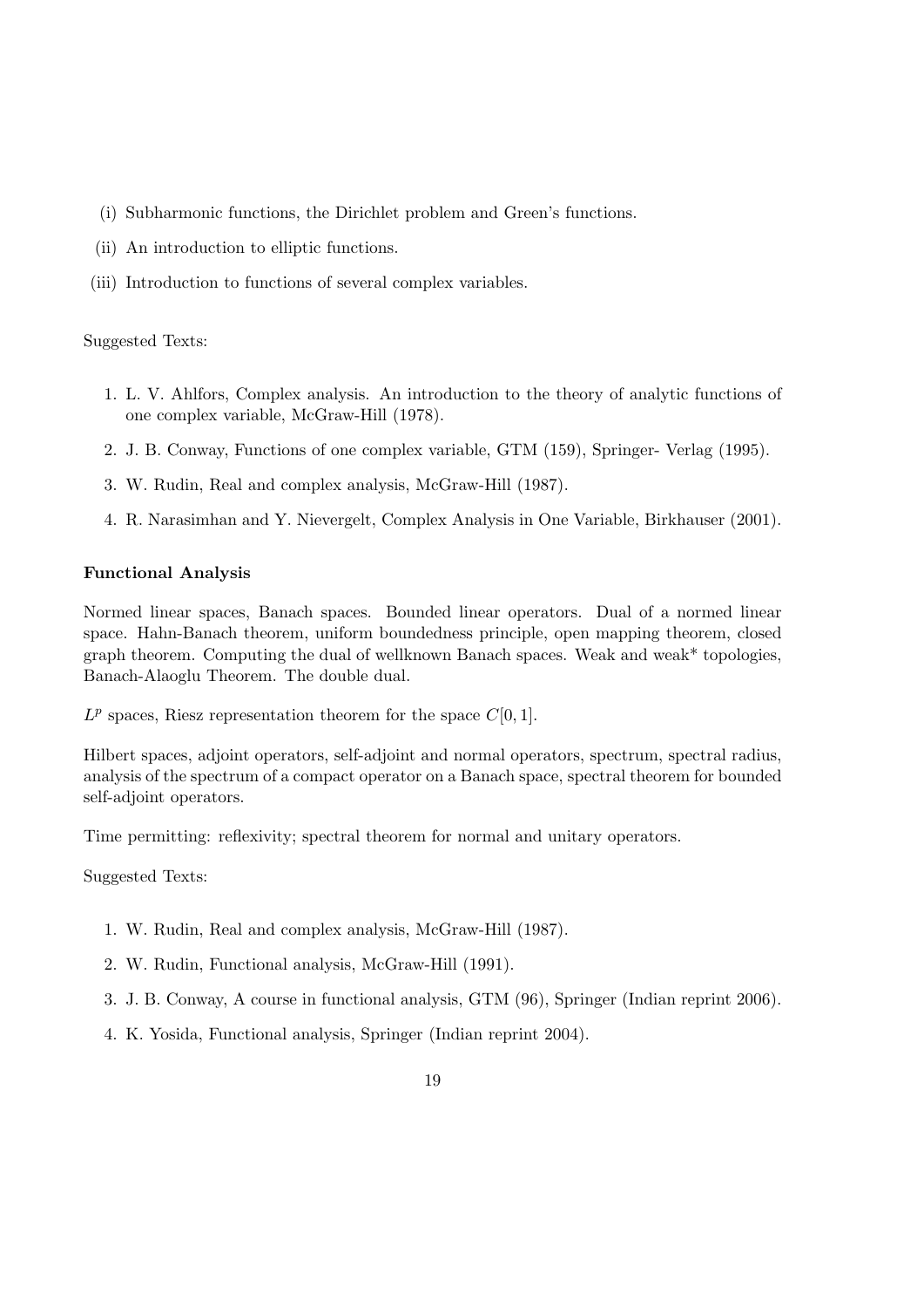- (i) Subharmonic functions, the Dirichlet problem and Green's functions.
- (ii) An introduction to elliptic functions.
- (iii) Introduction to functions of several complex variables.

Suggested Texts:

1. L. V. Ahlfors, Complex analysis. An introduction to the theory of analytic functions of one complex variable, McGraw-Hill (1978).
2. J. B. Conway, Functions of one complex variable, GTM (159), Springer- Verlag (1995).
3. W. Rudin, Real and complex analysis, McGraw-Hill (1987).
4. R. Narasimhan and Y. Nievergelt, Complex Analysis in One Variable, Birkhauser (2001).

**Functional Analysis**

Normed linear spaces, Banach spaces. Bounded linear operators. Dual of a normed linear space. Hahn-Banach theorem, uniform boundedness principle, open mapping theorem, closed graph theorem. Computing the dual of wellknown Banach spaces. Weak and weak* topologies, Banach-Alaoglu Theorem. The double dual.

$L^p$ spaces, Riesz representation theorem for the space $C[0,1]$.

Hilbert spaces, adjoint operators, self-adjoint and normal operators, spectrum, spectral radius, analysis of the spectrum of a compact operator on a Banach space, spectral theorem for bounded self-adjoint operators.

Time permitting: reflexivity; spectral theorem for normal and unitary operators.

Suggested Texts:

1. W. Rudin, Real and complex analysis, McGraw-Hill (1987).
2. W. Rudin, Functional analysis, McGraw-Hill (1991).
3. J. B. Conway, A course in functional analysis, GTM (96), Springer (Indian reprint 2006).
4. K. Yosida, Functional analysis, Springer (Indian reprint 2004).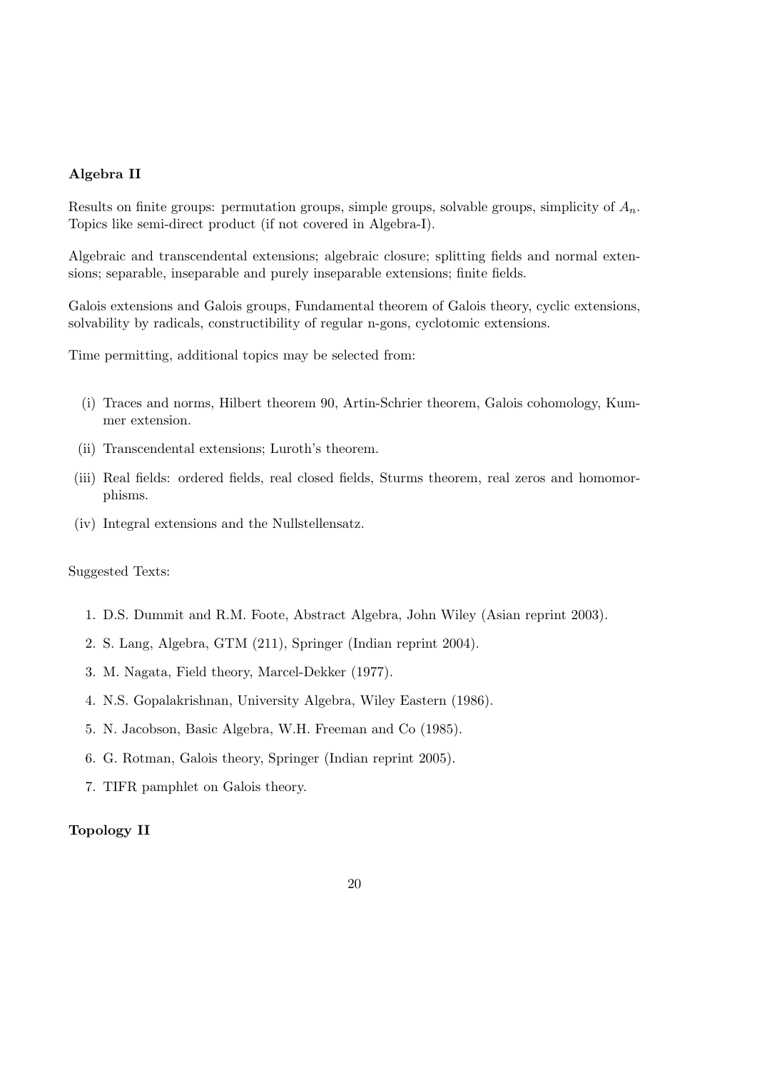### Algebra II

Results on finite groups: permutation groups, simple groups, solvable groups, simplicity of $A_n$. Topics like semi-direct product (if not covered in Algebra-I).

Algebraic and transcendental extensions; algebraic closure; splitting fields and normal extensions; separable, inseparable and purely inseparable extensions; finite fields.

Galois extensions and Galois groups, Fundamental theorem of Galois theory, cyclic extensions, solvability by radicals, constructibility of regular n-gons, cyclotomic extensions.

Time permitting, additional topics may be selected from:

(i) Traces and norms, Hilbert theorem 90, Artin-Schrier theorem, Galois cohomology, Kummer extension.

(ii) Transcendental extensions; Luroth's theorem.

(iii) Real fields: ordered fields, real closed fields, Sturms theorem, real zeros and homomorphisms.

(iv) Integral extensions and the Nullstellensatz.

Suggested Texts:

1. D.S. Dummit and R.M. Foote, Abstract Algebra, John Wiley (Asian reprint 2003).
2. S. Lang, Algebra, GTM (211), Springer (Indian reprint 2004).
3. M. Nagata, Field theory, Marcel-Dekker (1977).
4. N.S. Gopalakrishnan, University Algebra, Wiley Eastern (1986).
5. N. Jacobson, Basic Algebra, W.H. Freeman and Co (1985).
6. G. Rotman, Galois theory, Springer (Indian reprint 2005).
7. TIFR pamphlet on Galois theory.

### Topology II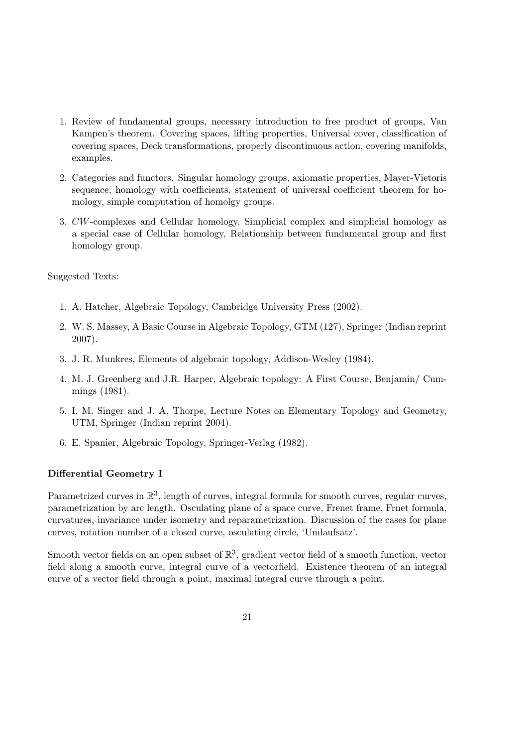1. Review of fundamental groups, necessary introduction to free product of groups, Van Kampen's theorem. Covering spaces, lifting properties, Universal cover, classification of covering spaces, Deck transformations, properly discontinuous action, covering manifolds, examples.

2. Categories and functors. Singular homology groups, axiomatic properties, Mayer-Vietoris sequence, homology with coefficients, statement of universal coefficient theorem for homology, simple computation of homolgy groups.

3. *CW*-complexes and Cellular homology, Simplicial complex and simplicial homology as a special case of Cellular homology, Relationship between fundamental group and first homology group.

Suggested Texts:

1. A. Hatcher, Algebraic Topology, Cambridge University Press (2002).

2. W. S. Massey, A Basic Course in Algebraic Topology, GTM (127), Springer (Indian reprint 2007).

3. J. R. Munkres, Elements of algebraic topology, Addison-Wesley (1984).

4. M. J. Greenberg and J.R. Harper, Algebraic topology: A First Course, Benjamin/ Cummings (1981).

5. I. M. Singer and J. A. Thorpe, Lecture Notes on Elementary Topology and Geometry, UTM, Springer (Indian reprint 2004).

6. E. Spanier, Algebraic Topology, Springer-Verlag (1982).

### Differential Geometry I

Parametrized curves in $\mathbb{R}^3$, length of curves, integral formula for smooth curves, regular curves, parametrization by arc length. Osculating plane of a space curve, Frenet frame, Frnet formula, curvatures, invariance under isometry and reparametrization. Discussion of the cases for plane curves, rotation number of a closed curve, osculating circle, 'Umlaufsatz'.

Smooth vector fields on an open subset of $\mathbb{R}^3$, gradient vector field of a smooth function, vector field along a smooth curve, integral curve of a vectorfield. Existence theorem of an integral curve of a vector field through a point, maximal integral curve through a point.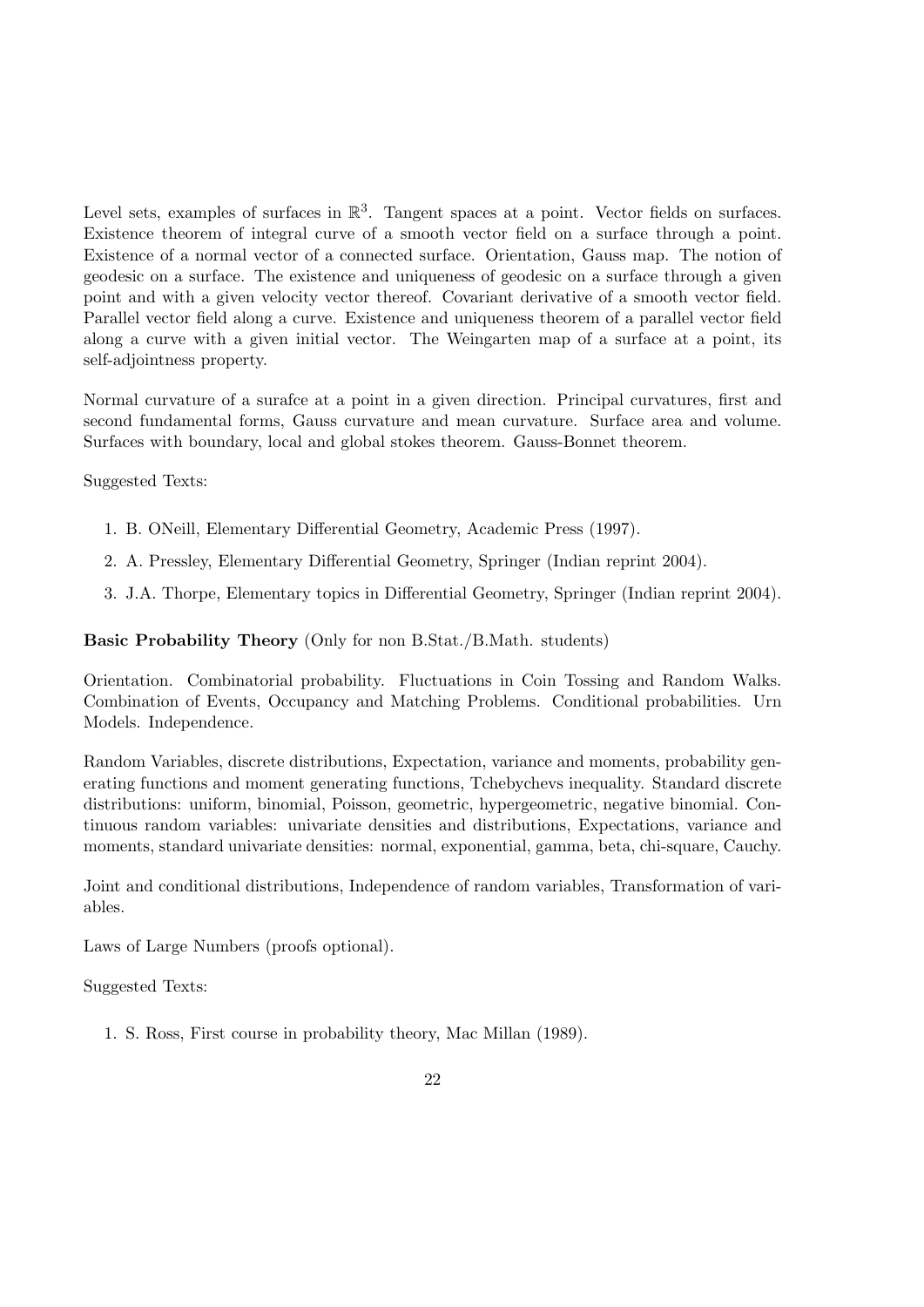Level sets, examples of surfaces in $\mathbb{R}^3$. Tangent spaces at a point. Vector fields on surfaces. Existence theorem of integral curve of a smooth vector field on a surface through a point. Existence of a normal vector of a connected surface. Orientation, Gauss map. The notion of geodesic on a surface. The existence and uniqueness of geodesic on a surface through a given point and with a given velocity vector thereof. Covariant derivative of a smooth vector field. Parallel vector field along a curve. Existence and uniqueness theorem of a parallel vector field along a curve with a given initial vector. The Weingarten map of a surface at a point, its self-adjointness property.

Normal curvature of a surafce at a point in a given direction. Principal curvatures, first and second fundamental forms, Gauss curvature and mean curvature. Surface area and volume. Surfaces with boundary, local and global stokes theorem. Gauss-Bonnet theorem.

Suggested Texts:

1. B. ONeill, Elementary Differential Geometry, Academic Press (1997).
2. A. Pressley, Elementary Differential Geometry, Springer (Indian reprint 2004).
3. J.A. Thorpe, Elementary topics in Differential Geometry, Springer (Indian reprint 2004).

**Basic Probability Theory** (Only for non B.Stat./B.Math. students)

Orientation. Combinatorial probability. Fluctuations in Coin Tossing and Random Walks. Combination of Events, Occupancy and Matching Problems. Conditional probabilities. Urn Models. Independence.

Random Variables, discrete distributions, Expectation, variance and moments, probability generating functions and moment generating functions, Tchebychevs inequality. Standard discrete distributions: uniform, binomial, Poisson, geometric, hypergeometric, negative binomial. Continuous random variables: univariate densities and distributions, Expectations, variance and moments, standard univariate densities: normal, exponential, gamma, beta, chi-square, Cauchy.

Joint and conditional distributions, Independence of random variables, Transformation of variables.

Laws of Large Numbers (proofs optional).

Suggested Texts:

1. S. Ross, First course in probability theory, Mac Millan (1989).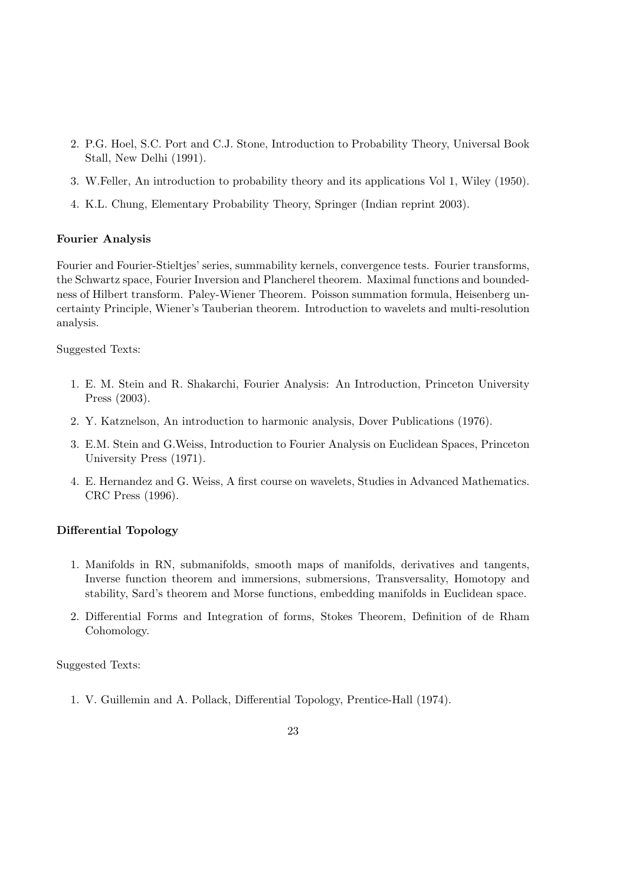2. P.G. Hoel, S.C. Port and C.J. Stone, Introduction to Probability Theory, Universal Book Stall, New Delhi (1991).
3. W.Feller, An introduction to probability theory and its applications Vol 1, Wiley (1950).
4. K.L. Chung, Elementary Probability Theory, Springer (Indian reprint 2003).

**Fourier Analysis**

Fourier and Fourier-Stieltjes' series, summability kernels, convergence tests. Fourier transforms, the Schwartz space, Fourier Inversion and Plancherel theorem. Maximal functions and boundedness of Hilbert transform. Paley-Wiener Theorem. Poisson summation formula, Heisenberg uncertainty Principle, Wiener's Tauberian theorem. Introduction to wavelets and multi-resolution analysis.

Suggested Texts:

1. E. M. Stein and R. Shakarchi, Fourier Analysis: An Introduction, Princeton University Press (2003).
2. Y. Katznelson, An introduction to harmonic analysis, Dover Publications (1976).
3. E.M. Stein and G.Weiss, Introduction to Fourier Analysis on Euclidean Spaces, Princeton University Press (1971).
4. E. Hernandez and G. Weiss, A first course on wavelets, Studies in Advanced Mathematics. CRC Press (1996).

**Differential Topology**

1. Manifolds in RN, submanifolds, smooth maps of manifolds, derivatives and tangents, Inverse function theorem and immersions, submersions, Transversality, Homotopy and stability, Sard's theorem and Morse functions, embedding manifolds in Euclidean space.
2. Differential Forms and Integration of forms, Stokes Theorem, Definition of de Rham Cohomology.

Suggested Texts:

1. V. Guillemin and A. Pollack, Differential Topology, Prentice-Hall (1974).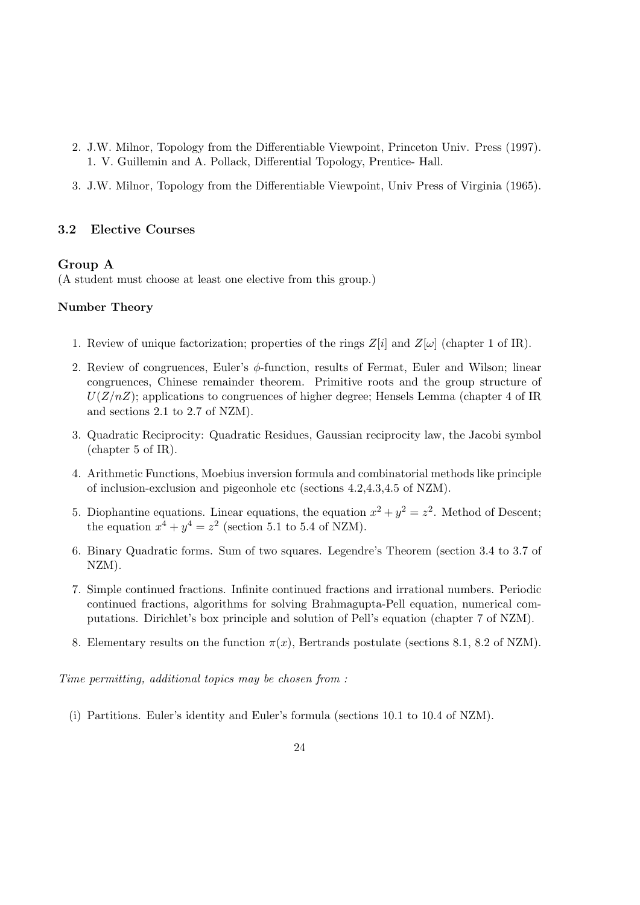2. J.W. Milnor, Topology from the Differentiable Viewpoint, Princeton Univ. Press (1997).
   1. V. Guillemin and A. Pollack, Differential Topology, Prentice- Hall.
3. J.W. Milnor, Topology from the Differentiable Viewpoint, Univ Press of Virginia (1965).

### 3.2 Elective Courses

**Group A**

(A student must choose at least one elective from this group.)

**Number Theory**

1. Review of unique factorization; properties of the rings $Z[i]$ and $Z[\omega]$ (chapter 1 of IR).
2. Review of congruences, Euler's $\phi$-function, results of Fermat, Euler and Wilson; linear congruences, Chinese remainder theorem. Primitive roots and the group structure of $U(Z/nZ)$; applications to congruences of higher degree; Hensels Lemma (chapter 4 of IR and sections 2.1 to 2.7 of NZM).
3. Quadratic Reciprocity: Quadratic Residues, Gaussian reciprocity law, the Jacobi symbol (chapter 5 of IR).
4. Arithmetic Functions, Moebius inversion formula and combinatorial methods like principle of inclusion-exclusion and pigeonhole etc (sections 4.2,4.3,4.5 of NZM).
5. Diophantine equations. Linear equations, the equation $x^2 + y^2 = z^2$. Method of Descent; the equation $x^4 + y^4 = z^2$ (section 5.1 to 5.4 of NZM).
6. Binary Quadratic forms. Sum of two squares. Legendre's Theorem (section 3.4 to 3.7 of NZM).
7. Simple continued fractions. Infinite continued fractions and irrational numbers. Periodic continued fractions, algorithms for solving Brahmagupta-Pell equation, numerical computations. Dirichlet's box principle and solution of Pell's equation (chapter 7 of NZM).
8. Elementary results on the function $\pi(x)$, Bertrands postulate (sections 8.1, 8.2 of NZM).

*Time permitting, additional topics may be chosen from :*

(i) Partitions. Euler's identity and Euler's formula (sections 10.1 to 10.4 of NZM).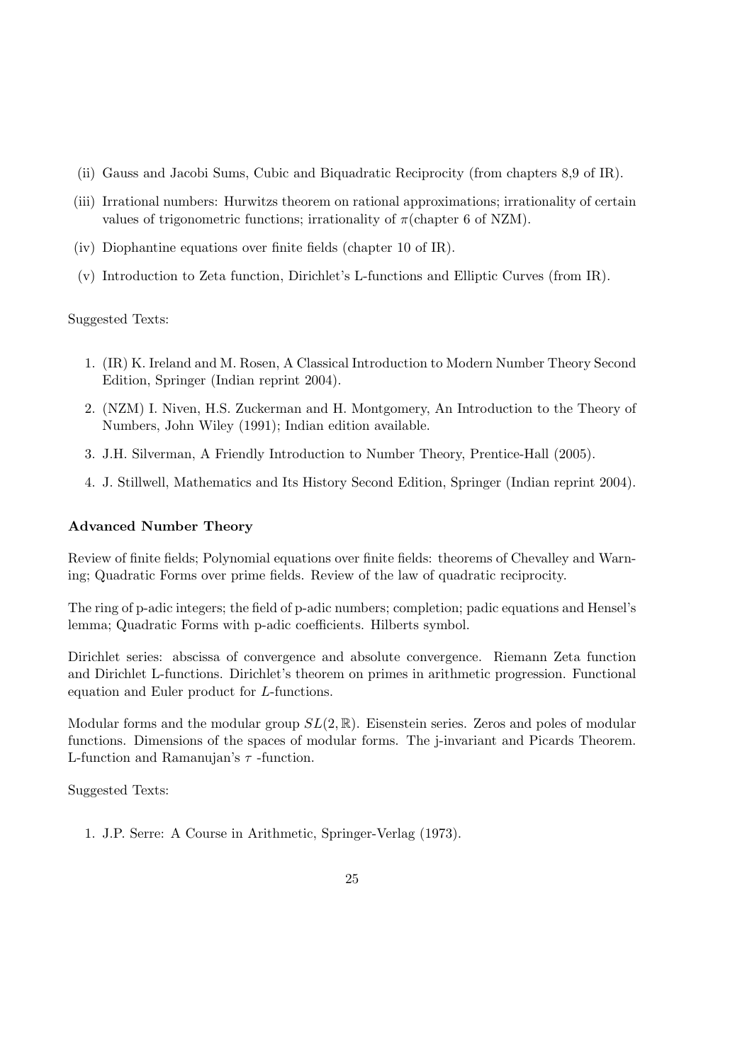(ii) Gauss and Jacobi Sums, Cubic and Biquadratic Reciprocity (from chapters 8,9 of IR).

(iii) Irrational numbers: Hurwitzs theorem on rational approximations; irrationality of certain values of trigonometric functions; irrationality of $\pi$(chapter 6 of NZM).

(iv) Diophantine equations over finite fields (chapter 10 of IR).

(v) Introduction to Zeta function, Dirichlet's L-functions and Elliptic Curves (from IR).

Suggested Texts:

1. (IR) K. Ireland and M. Rosen, A Classical Introduction to Modern Number Theory Second Edition, Springer (Indian reprint 2004).
2. (NZM) I. Niven, H.S. Zuckerman and H. Montgomery, An Introduction to the Theory of Numbers, John Wiley (1991); Indian edition available.
3. J.H. Silverman, A Friendly Introduction to Number Theory, Prentice-Hall (2005).
4. J. Stillwell, Mathematics and Its History Second Edition, Springer (Indian reprint 2004).

**Advanced Number Theory**

Review of finite fields; Polynomial equations over finite fields: theorems of Chevalley and Warning; Quadratic Forms over prime fields. Review of the law of quadratic reciprocity.

The ring of p-adic integers; the field of p-adic numbers; completion; padic equations and Hensel's lemma; Quadratic Forms with p-adic coefficients. Hilberts symbol.

Dirichlet series: abscissa of convergence and absolute convergence. Riemann Zeta function and Dirichlet L-functions. Dirichlet's theorem on primes in arithmetic progression. Functional equation and Euler product for $L$-functions.

Modular forms and the modular group $SL(2, \mathbb{R})$. Eisenstein series. Zeros and poles of modular functions. Dimensions of the spaces of modular forms. The j-invariant and Picards Theorem. L-function and Ramanujan's $\tau$ -function.

Suggested Texts:

1. J.P. Serre: A Course in Arithmetic, Springer-Verlag (1973).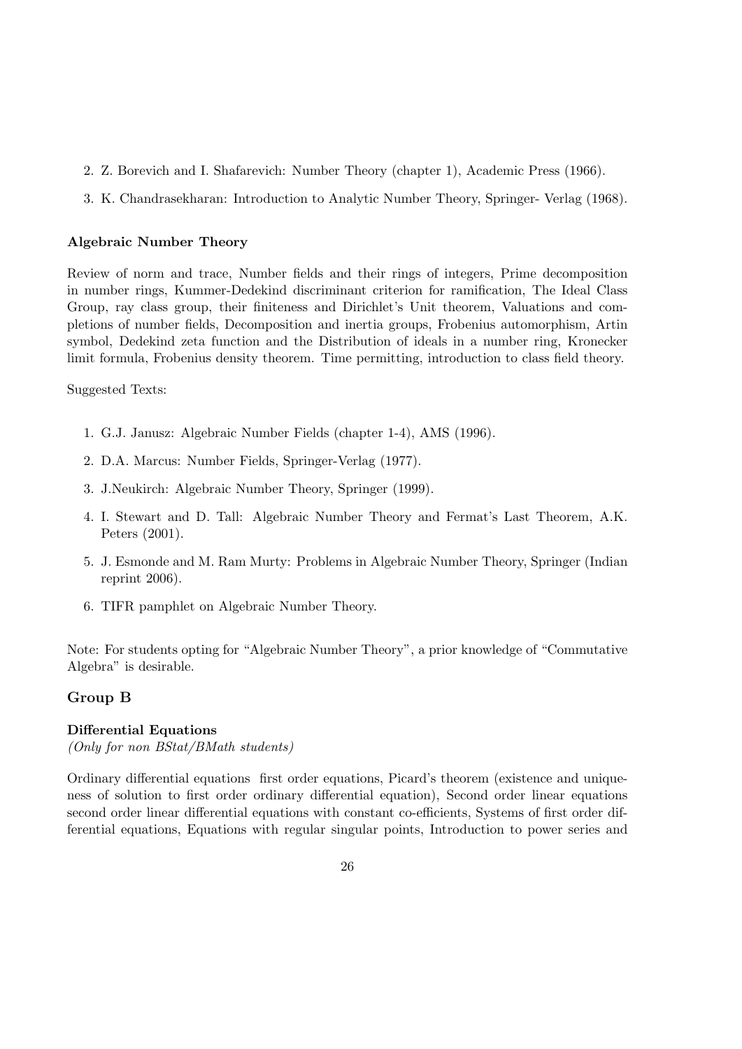2. Z. Borevich and I. Shafarevich: Number Theory (chapter 1), Academic Press (1966).
3. K. Chandrasekharan: Introduction to Analytic Number Theory, Springer- Verlag (1968).

**Algebraic Number Theory**

Review of norm and trace, Number fields and their rings of integers, Prime decomposition in number rings, Kummer-Dedekind discriminant criterion for ramification, The Ideal Class Group, ray class group, their finiteness and Dirichlet's Unit theorem, Valuations and completions of number fields, Decomposition and inertia groups, Frobenius automorphism, Artin symbol, Dedekind zeta function and the Distribution of ideals in a number ring, Kronecker limit formula, Frobenius density theorem. Time permitting, introduction to class field theory.

Suggested Texts:

1. G.J. Janusz: Algebraic Number Fields (chapter 1-4), AMS (1996).
2. D.A. Marcus: Number Fields, Springer-Verlag (1977).
3. J.Neukirch: Algebraic Number Theory, Springer (1999).
4. I. Stewart and D. Tall: Algebraic Number Theory and Fermat's Last Theorem, A.K. Peters (2001).
5. J. Esmonde and M. Ram Murty: Problems in Algebraic Number Theory, Springer (Indian reprint 2006).
6. TIFR pamphlet on Algebraic Number Theory.

Note: For students opting for "Algebraic Number Theory", a prior knowledge of "Commutative Algebra" is desirable.

## Group B

**Differential Equations**
*(Only for non BStat/BMath students)*

Ordinary differential equations first order equations, Picard's theorem (existence and uniqueness of solution to first order ordinary differential equation), Second order linear equations second order linear differential equations with constant co-efficients, Systems of first order differential equations, Equations with regular singular points, Introduction to power series and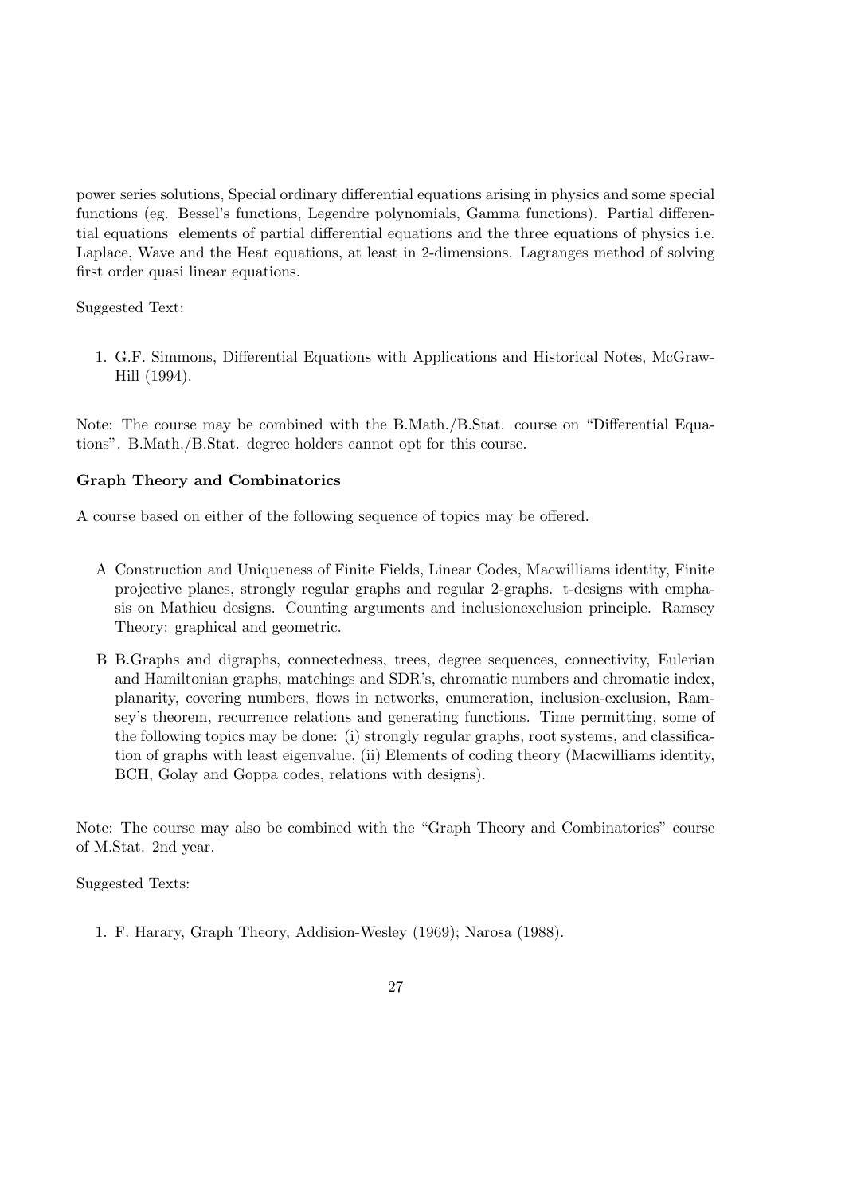power series solutions, Special ordinary differential equations arising in physics and some special functions (eg. Bessel's functions, Legendre polynomials, Gamma functions). Partial differential equations elements of partial differential equations and the three equations of physics i.e. Laplace, Wave and the Heat equations, at least in 2-dimensions. Lagranges method of solving first order quasi linear equations.

Suggested Text:

1. G.F. Simmons, Differential Equations with Applications and Historical Notes, McGraw-Hill (1994).

Note: The course may be combined with the B.Math./B.Stat. course on "Differential Equations". B.Math./B.Stat. degree holders cannot opt for this course.

### Graph Theory and Combinatorics

A course based on either of the following sequence of topics may be offered.

A Construction and Uniqueness of Finite Fields, Linear Codes, Macwilliams identity, Finite projective planes, strongly regular graphs and regular 2-graphs. t-designs with emphasis on Mathieu designs. Counting arguments and inclusionexclusion principle. Ramsey Theory: graphical and geometric.

B B.Graphs and digraphs, connectedness, trees, degree sequences, connectivity, Eulerian and Hamiltonian graphs, matchings and SDR's, chromatic numbers and chromatic index, planarity, covering numbers, flows in networks, enumeration, inclusion-exclusion, Ramsey's theorem, recurrence relations and generating functions. Time permitting, some of the following topics may be done: (i) strongly regular graphs, root systems, and classification of graphs with least eigenvalue, (ii) Elements of coding theory (Macwilliams identity, BCH, Golay and Goppa codes, relations with designs).

Note: The course may also be combined with the "Graph Theory and Combinatorics" course of M.Stat. 2nd year.

Suggested Texts:

1. F. Harary, Graph Theory, Addision-Wesley (1969); Narosa (1988).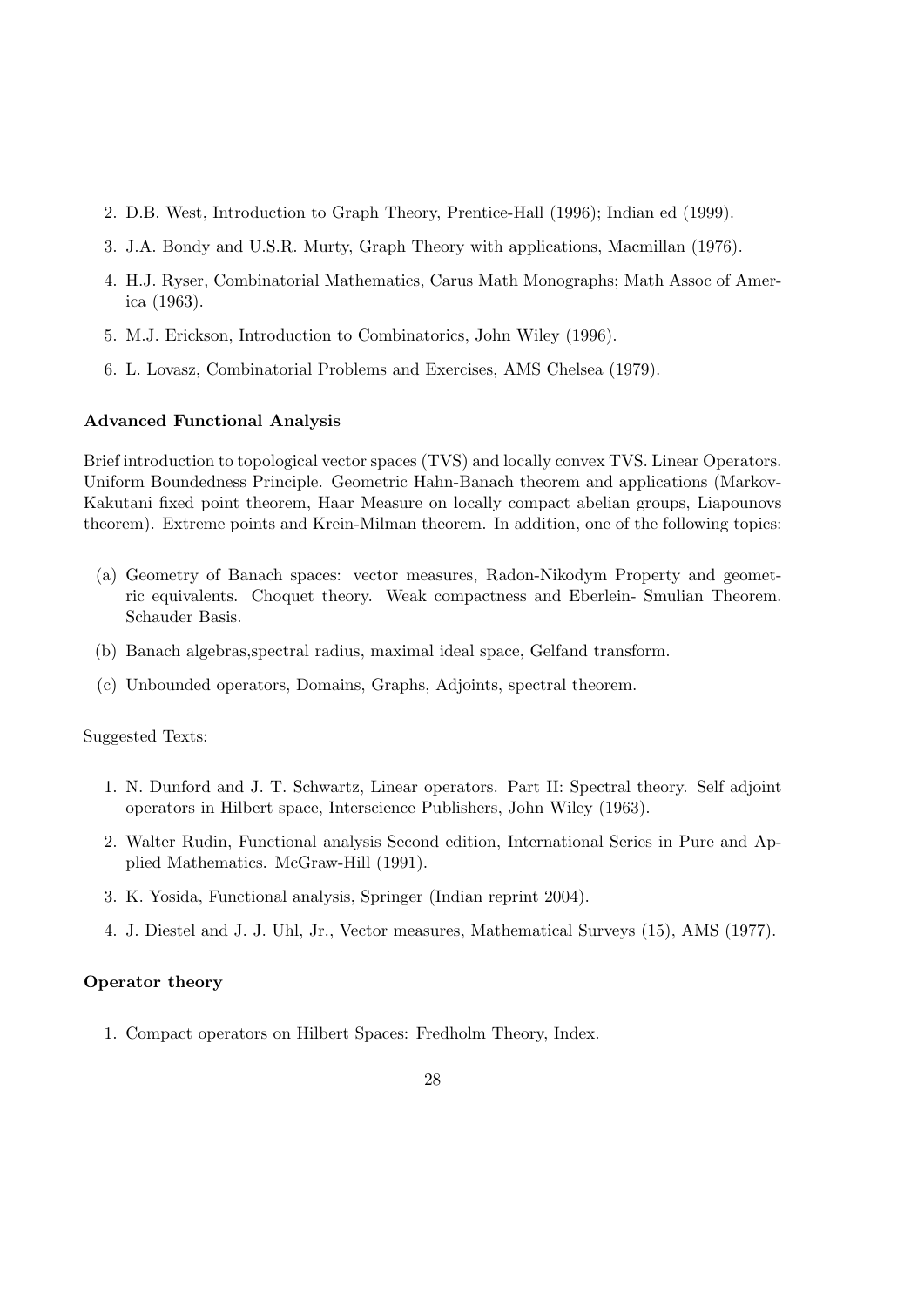2. D.B. West, Introduction to Graph Theory, Prentice-Hall (1996); Indian ed (1999).
3. J.A. Bondy and U.S.R. Murty, Graph Theory with applications, Macmillan (1976).
4. H.J. Ryser, Combinatorial Mathematics, Carus Math Monographs; Math Assoc of America (1963).
5. M.J. Erickson, Introduction to Combinatorics, John Wiley (1996).
6. L. Lovasz, Combinatorial Problems and Exercises, AMS Chelsea (1979).

### Advanced Functional Analysis

Brief introduction to topological vector spaces (TVS) and locally convex TVS. Linear Operators. Uniform Boundedness Principle. Geometric Hahn-Banach theorem and applications (Markov-Kakutani fixed point theorem, Haar Measure on locally compact abelian groups, Liapounovs theorem). Extreme points and Krein-Milman theorem. In addition, one of the following topics:

(a) Geometry of Banach spaces: vector measures, Radon-Nikodym Property and geometric equivalents. Choquet theory. Weak compactness and Eberlein- Smulian Theorem. Schauder Basis.

(b) Banach algebras,spectral radius, maximal ideal space, Gelfand transform.

(c) Unbounded operators, Domains, Graphs, Adjoints, spectral theorem.

Suggested Texts:

1. N. Dunford and J. T. Schwartz, Linear operators. Part II: Spectral theory. Self adjoint operators in Hilbert space, Interscience Publishers, John Wiley (1963).
2. Walter Rudin, Functional analysis Second edition, International Series in Pure and Applied Mathematics. McGraw-Hill (1991).
3. K. Yosida, Functional analysis, Springer (Indian reprint 2004).
4. J. Diestel and J. J. Uhl, Jr., Vector measures, Mathematical Surveys (15), AMS (1977).

### Operator theory

1. Compact operators on Hilbert Spaces: Fredholm Theory, Index.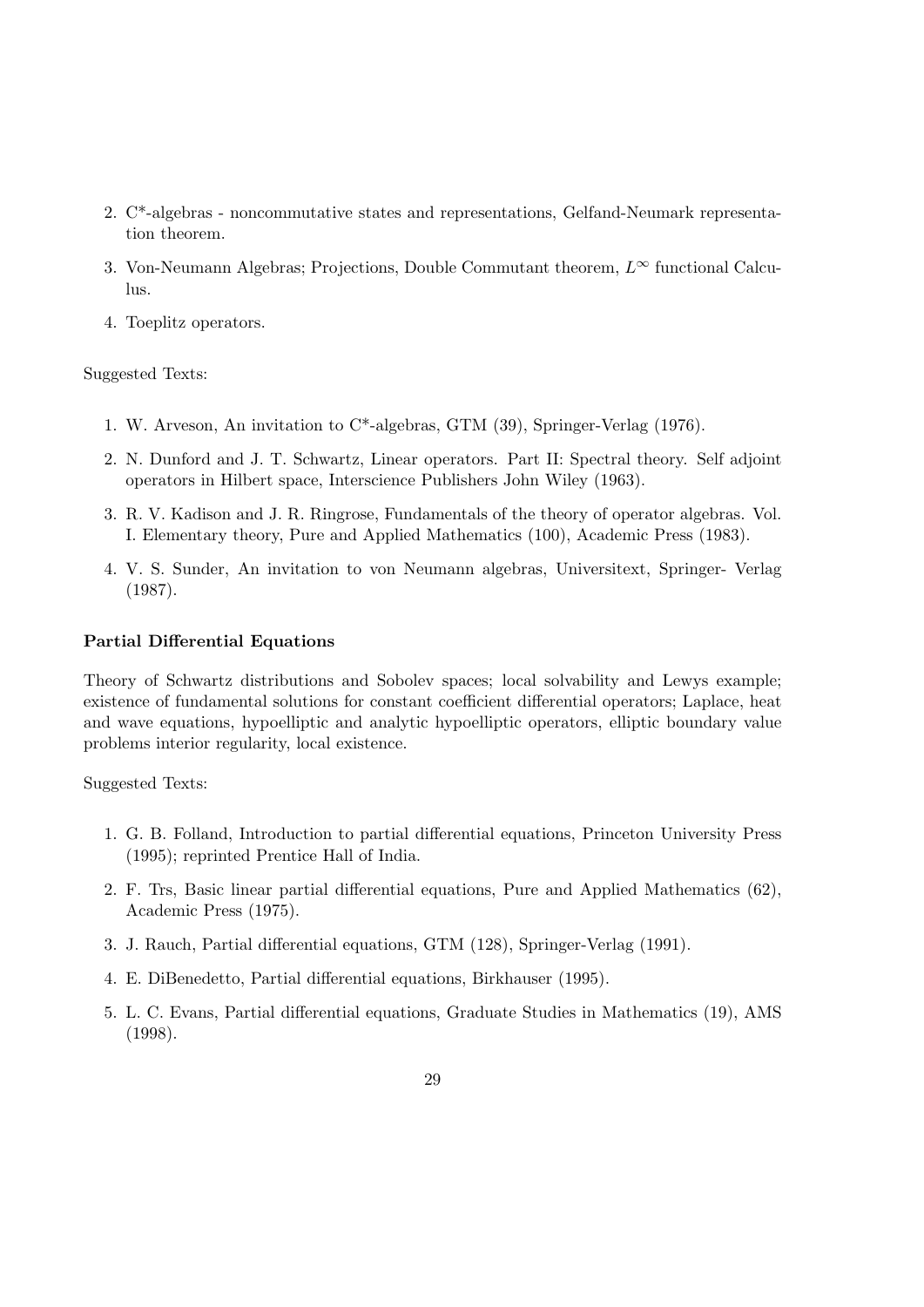2. C*-algebras - noncommutative states and representations, Gelfand-Neumark representation theorem.
3. Von-Neumann Algebras; Projections, Double Commutant theorem, $L^{\infty}$ functional Calculus.
4. Toeplitz operators.

Suggested Texts:

1. W. Arveson, An invitation to C*-algebras, GTM (39), Springer-Verlag (1976).
2. N. Dunford and J. T. Schwartz, Linear operators. Part II: Spectral theory. Self adjoint operators in Hilbert space, Interscience Publishers John Wiley (1963).
3. R. V. Kadison and J. R. Ringrose, Fundamentals of the theory of operator algebras. Vol. I. Elementary theory, Pure and Applied Mathematics (100), Academic Press (1983).
4. V. S. Sunder, An invitation to von Neumann algebras, Universitext, Springer- Verlag (1987).

**Partial Differential Equations**

Theory of Schwartz distributions and Sobolev spaces; local solvability and Lewys example; existence of fundamental solutions for constant coefficient differential operators; Laplace, heat and wave equations, hypoelliptic and analytic hypoelliptic operators, elliptic boundary value problems interior regularity, local existence.

Suggested Texts:

1. G. B. Folland, Introduction to partial differential equations, Princeton University Press (1995); reprinted Prentice Hall of India.
2. F. Trs, Basic linear partial differential equations, Pure and Applied Mathematics (62), Academic Press (1975).
3. J. Rauch, Partial differential equations, GTM (128), Springer-Verlag (1991).
4. E. DiBenedetto, Partial differential equations, Birkhauser (1995).
5. L. C. Evans, Partial differential equations, Graduate Studies in Mathematics (19), AMS (1998).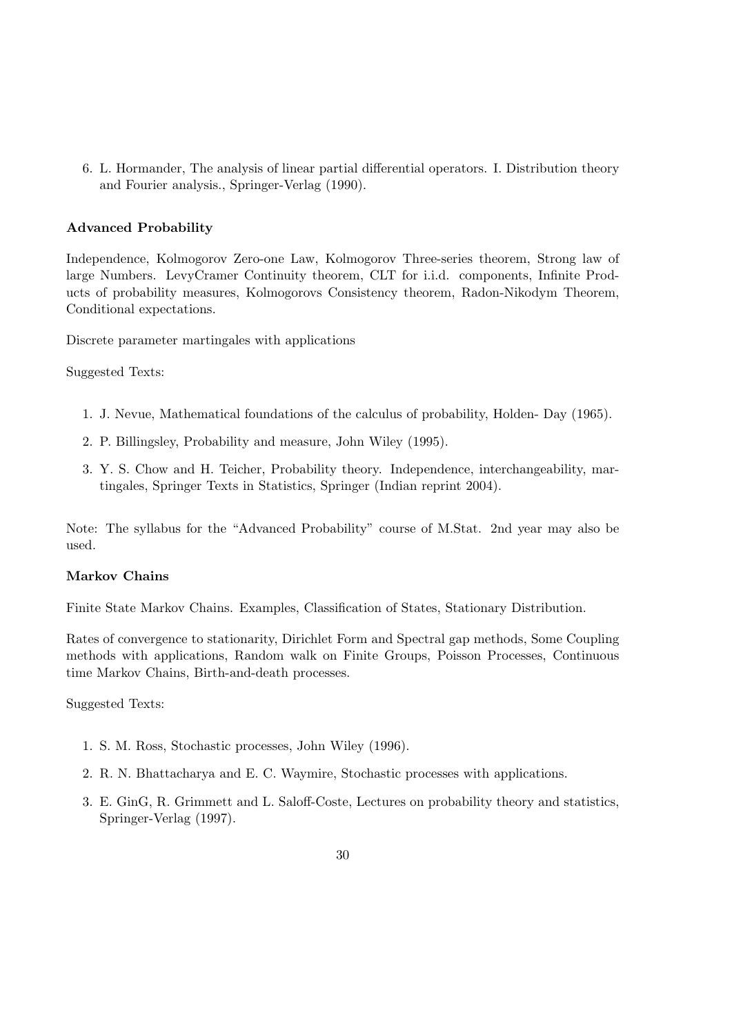6. L. Hormander, The analysis of linear partial differential operators. I. Distribution theory and Fourier analysis., Springer-Verlag (1990).

**Advanced Probability**

Independence, Kolmogorov Zero-one Law, Kolmogorov Three-series theorem, Strong law of large Numbers. LevyCramer Continuity theorem, CLT for i.i.d. components, Infinite Products of probability measures, Kolmogorovs Consistency theorem, Radon-Nikodym Theorem, Conditional expectations.

Discrete parameter martingales with applications

Suggested Texts:

1. J. Nevue, Mathematical foundations of the calculus of probability, Holden- Day (1965).
2. P. Billingsley, Probability and measure, John Wiley (1995).
3. Y. S. Chow and H. Teicher, Probability theory. Independence, interchangeability, martingales, Springer Texts in Statistics, Springer (Indian reprint 2004).

Note: The syllabus for the "Advanced Probability" course of M.Stat. 2nd year may also be used.

**Markov Chains**

Finite State Markov Chains. Examples, Classification of States, Stationary Distribution.

Rates of convergence to stationarity, Dirichlet Form and Spectral gap methods, Some Coupling methods with applications, Random walk on Finite Groups, Poisson Processes, Continuous time Markov Chains, Birth-and-death processes.

Suggested Texts:

1. S. M. Ross, Stochastic processes, John Wiley (1996).
2. R. N. Bhattacharya and E. C. Waymire, Stochastic processes with applications.
3. E. GinG, R. Grimmett and L. Saloff-Coste, Lectures on probability theory and statistics, Springer-Verlag (1997).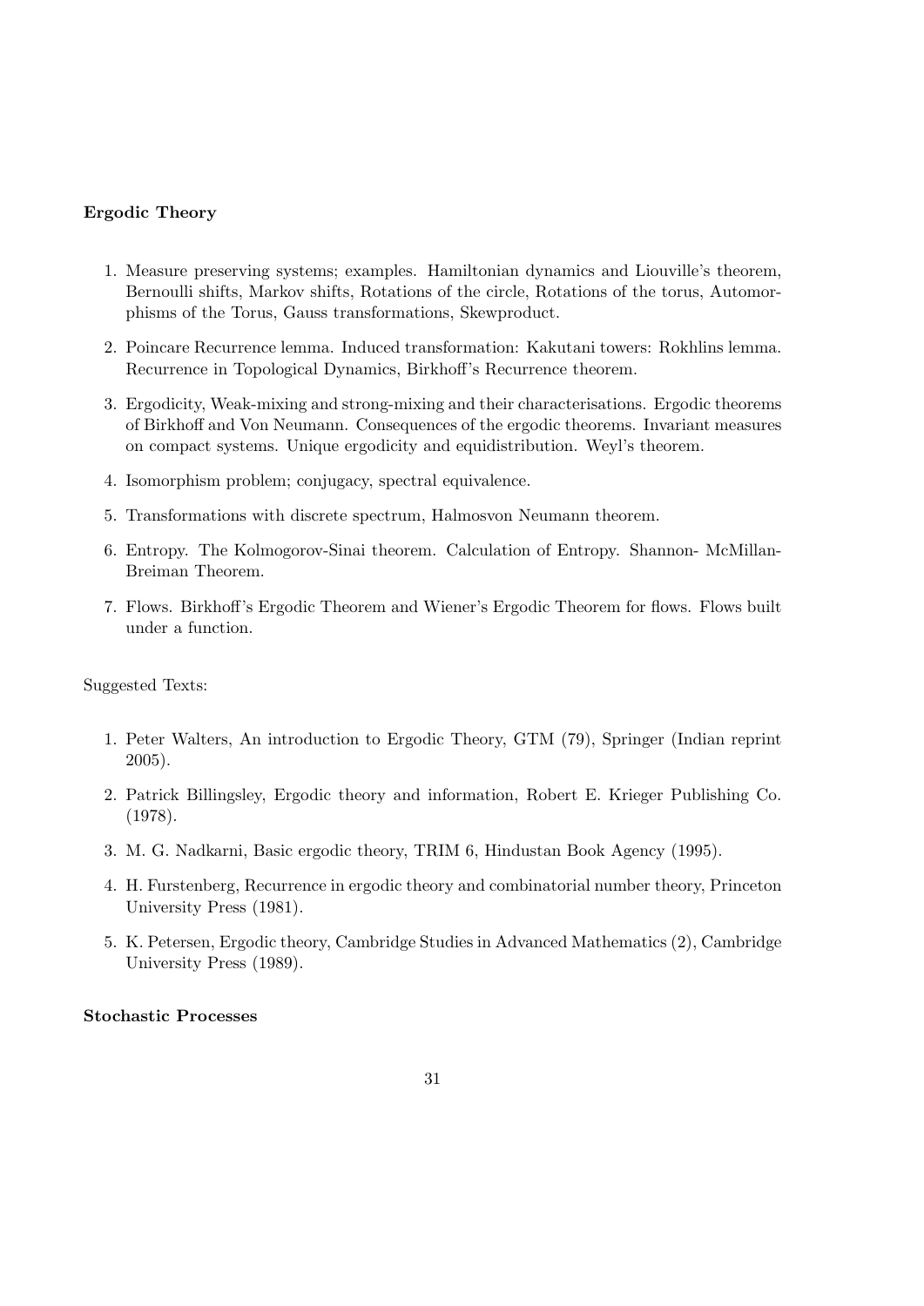**Ergodic Theory**

1. Measure preserving systems; examples. Hamiltonian dynamics and Liouville's theorem, Bernoulli shifts, Markov shifts, Rotations of the circle, Rotations of the torus, Automorphisms of the Torus, Gauss transformations, Skewproduct.
2. Poincare Recurrence lemma. Induced transformation: Kakutani towers: Rokhlins lemma. Recurrence in Topological Dynamics, Birkhoff's Recurrence theorem.
3. Ergodicity, Weak-mixing and strong-mixing and their characterisations. Ergodic theorems of Birkhoff and Von Neumann. Consequences of the ergodic theorems. Invariant measures on compact systems. Unique ergodicity and equidistribution. Weyl's theorem.
4. Isomorphism problem; conjugacy, spectral equivalence.
5. Transformations with discrete spectrum, Halmosvon Neumann theorem.
6. Entropy. The Kolmogorov-Sinai theorem. Calculation of Entropy. Shannon- McMillan-Breiman Theorem.
7. Flows. Birkhoff's Ergodic Theorem and Wiener's Ergodic Theorem for flows. Flows built under a function.

Suggested Texts:

1. Peter Walters, An introduction to Ergodic Theory, GTM (79), Springer (Indian reprint 2005).
2. Patrick Billingsley, Ergodic theory and information, Robert E. Krieger Publishing Co. (1978).
3. M. G. Nadkarni, Basic ergodic theory, TRIM 6, Hindustan Book Agency (1995).
4. H. Furstenberg, Recurrence in ergodic theory and combinatorial number theory, Princeton University Press (1981).
5. K. Petersen, Ergodic theory, Cambridge Studies in Advanced Mathematics (2), Cambridge University Press (1989).

**Stochastic Processes**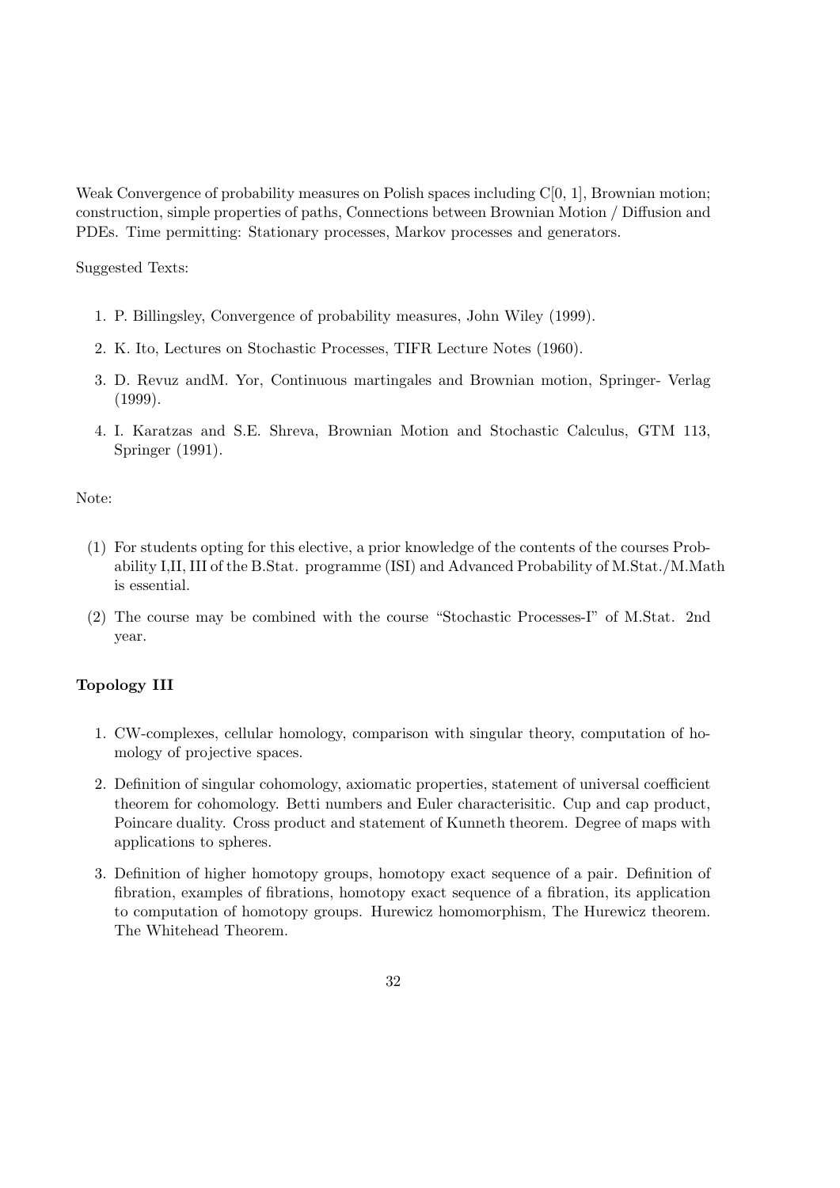Weak Convergence of probability measures on Polish spaces including C[0, 1], Brownian motion; construction, simple properties of paths, Connections between Brownian Motion / Diffusion and PDEs. Time permitting: Stationary processes, Markov processes and generators.

Suggested Texts:

1. P. Billingsley, Convergence of probability measures, John Wiley (1999).
2. K. Ito, Lectures on Stochastic Processes, TIFR Lecture Notes (1960).
3. D. Revuz andM. Yor, Continuous martingales and Brownian motion, Springer- Verlag (1999).
4. I. Karatzas and S.E. Shreva, Brownian Motion and Stochastic Calculus, GTM 113, Springer (1991).

Note:

(1) For students opting for this elective, a prior knowledge of the contents of the courses Probability I,II, III of the B.Stat. programme (ISI) and Advanced Probability of M.Stat./M.Math is essential.

(2) The course may be combined with the course "Stochastic Processes-I" of M.Stat. 2nd year.

**Topology III**

1. CW-complexes, cellular homology, comparison with singular theory, computation of homology of projective spaces.
2. Definition of singular cohomology, axiomatic properties, statement of universal coefficient theorem for cohomology. Betti numbers and Euler characterisitic. Cup and cap product, Poincare duality. Cross product and statement of Kunneth theorem. Degree of maps with applications to spheres.
3. Definition of higher homotopy groups, homotopy exact sequence of a pair. Definition of fibration, examples of fibrations, homotopy exact sequence of a fibration, its application to computation of homotopy groups. Hurewicz homomorphism, The Hurewicz theorem. The Whitehead Theorem.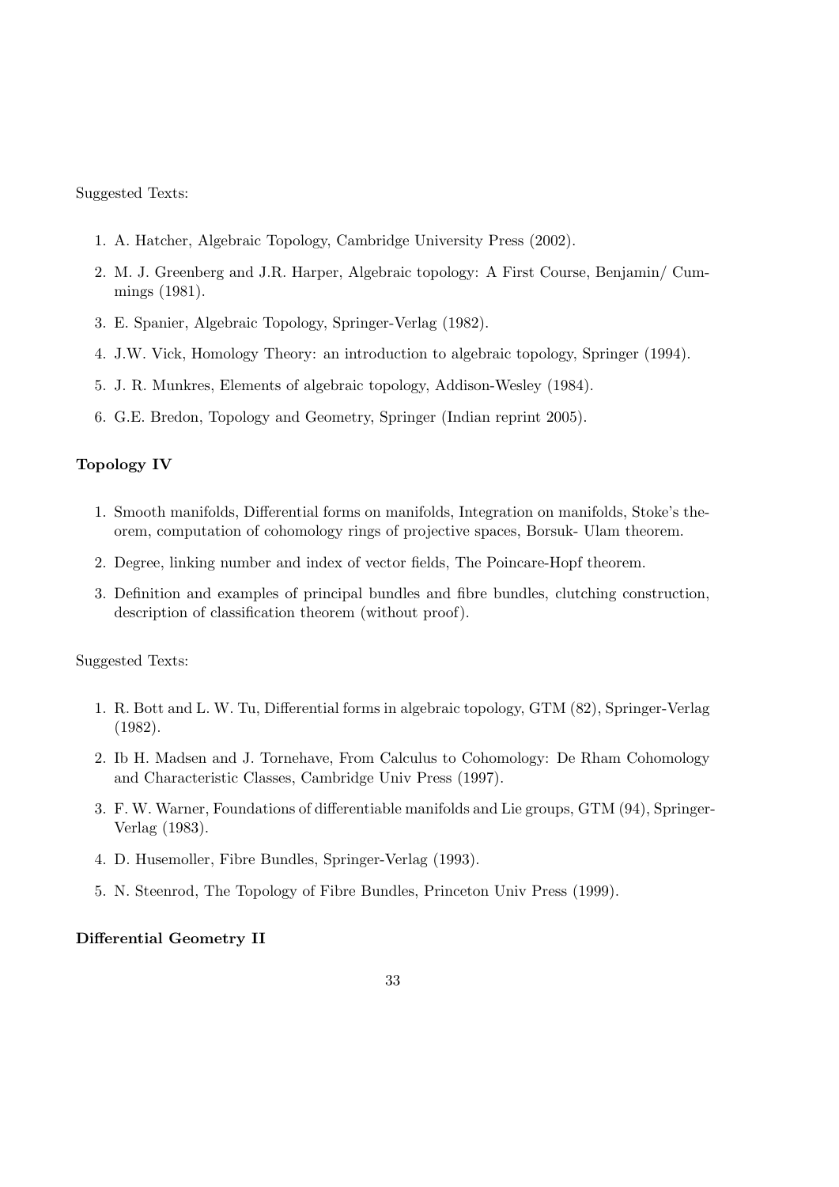Suggested Texts:

1. A. Hatcher, Algebraic Topology, Cambridge University Press (2002).
2. M. J. Greenberg and J.R. Harper, Algebraic topology: A First Course, Benjamin/ Cummings (1981).
3. E. Spanier, Algebraic Topology, Springer-Verlag (1982).
4. J.W. Vick, Homology Theory: an introduction to algebraic topology, Springer (1994).
5. J. R. Munkres, Elements of algebraic topology, Addison-Wesley (1984).
6. G.E. Bredon, Topology and Geometry, Springer (Indian reprint 2005).

**Topology IV**

1. Smooth manifolds, Differential forms on manifolds, Integration on manifolds, Stoke's theorem, computation of cohomology rings of projective spaces, Borsuk- Ulam theorem.
2. Degree, linking number and index of vector fields, The Poincare-Hopf theorem.
3. Definition and examples of principal bundles and fibre bundles, clutching construction, description of classification theorem (without proof).

Suggested Texts:

1. R. Bott and L. W. Tu, Differential forms in algebraic topology, GTM (82), Springer-Verlag (1982).
2. Ib H. Madsen and J. Tornehave, From Calculus to Cohomology: De Rham Cohomology and Characteristic Classes, Cambridge Univ Press (1997).
3. F. W. Warner, Foundations of differentiable manifolds and Lie groups, GTM (94), Springer-Verlag (1983).
4. D. Husemoller, Fibre Bundles, Springer-Verlag (1993).
5. N. Steenrod, The Topology of Fibre Bundles, Princeton Univ Press (1999).

**Differential Geometry II**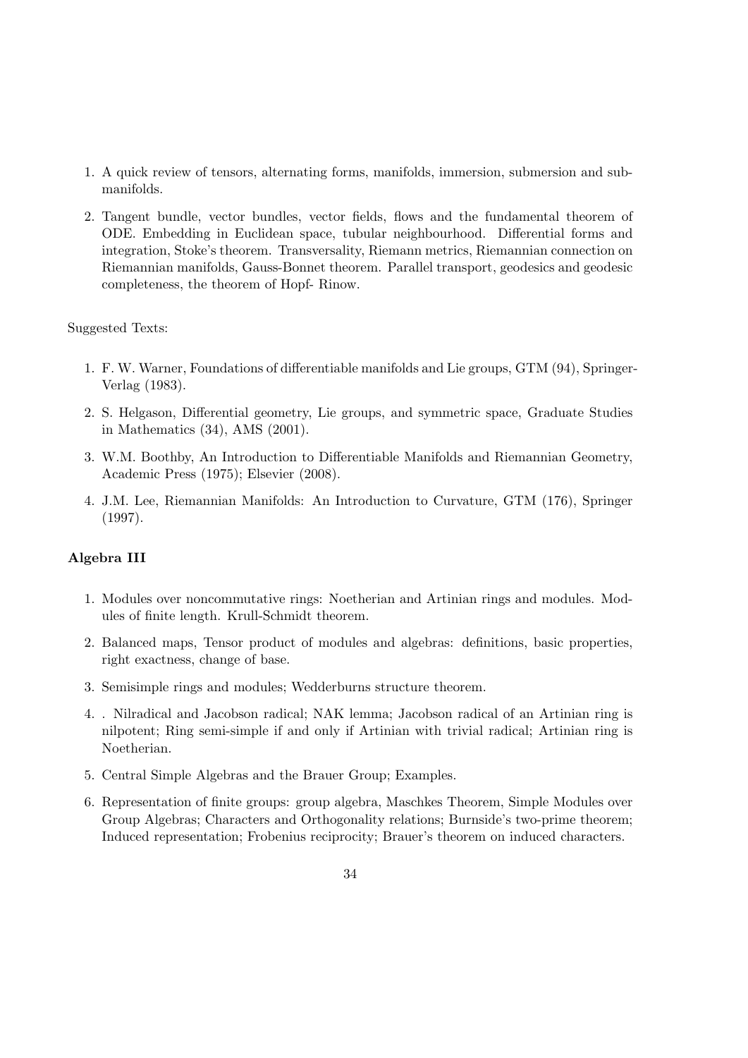1. A quick review of tensors, alternating forms, manifolds, immersion, submersion and submanifolds.
2. Tangent bundle, vector bundles, vector fields, flows and the fundamental theorem of ODE. Embedding in Euclidean space, tubular neighbourhood. Differential forms and integration, Stoke's theorem. Transversality, Riemann metrics, Riemannian connection on Riemannian manifolds, Gauss-Bonnet theorem. Parallel transport, geodesics and geodesic completeness, the theorem of Hopf- Rinow.

Suggested Texts:

1. F. W. Warner, Foundations of differentiable manifolds and Lie groups, GTM (94), Springer-Verlag (1983).
2. S. Helgason, Differential geometry, Lie groups, and symmetric space, Graduate Studies in Mathematics (34), AMS (2001).
3. W.M. Boothby, An Introduction to Differentiable Manifolds and Riemannian Geometry, Academic Press (1975); Elsevier (2008).
4. J.M. Lee, Riemannian Manifolds: An Introduction to Curvature, GTM (176), Springer (1997).

**Algebra III**

1. Modules over noncommutative rings: Noetherian and Artinian rings and modules. Modules of finite length. Krull-Schmidt theorem.
2. Balanced maps, Tensor product of modules and algebras: definitions, basic properties, right exactness, change of base.
3. Semisimple rings and modules; Wedderburns structure theorem.
4. . Nilradical and Jacobson radical; NAK lemma; Jacobson radical of an Artinian ring is nilpotent; Ring semi-simple if and only if Artinian with trivial radical; Artinian ring is Noetherian.
5. Central Simple Algebras and the Brauer Group; Examples.
6. Representation of finite groups: group algebra, Maschkes Theorem, Simple Modules over Group Algebras; Characters and Orthogonality relations; Burnside's two-prime theorem; Induced representation; Frobenius reciprocity; Brauer's theorem on induced characters.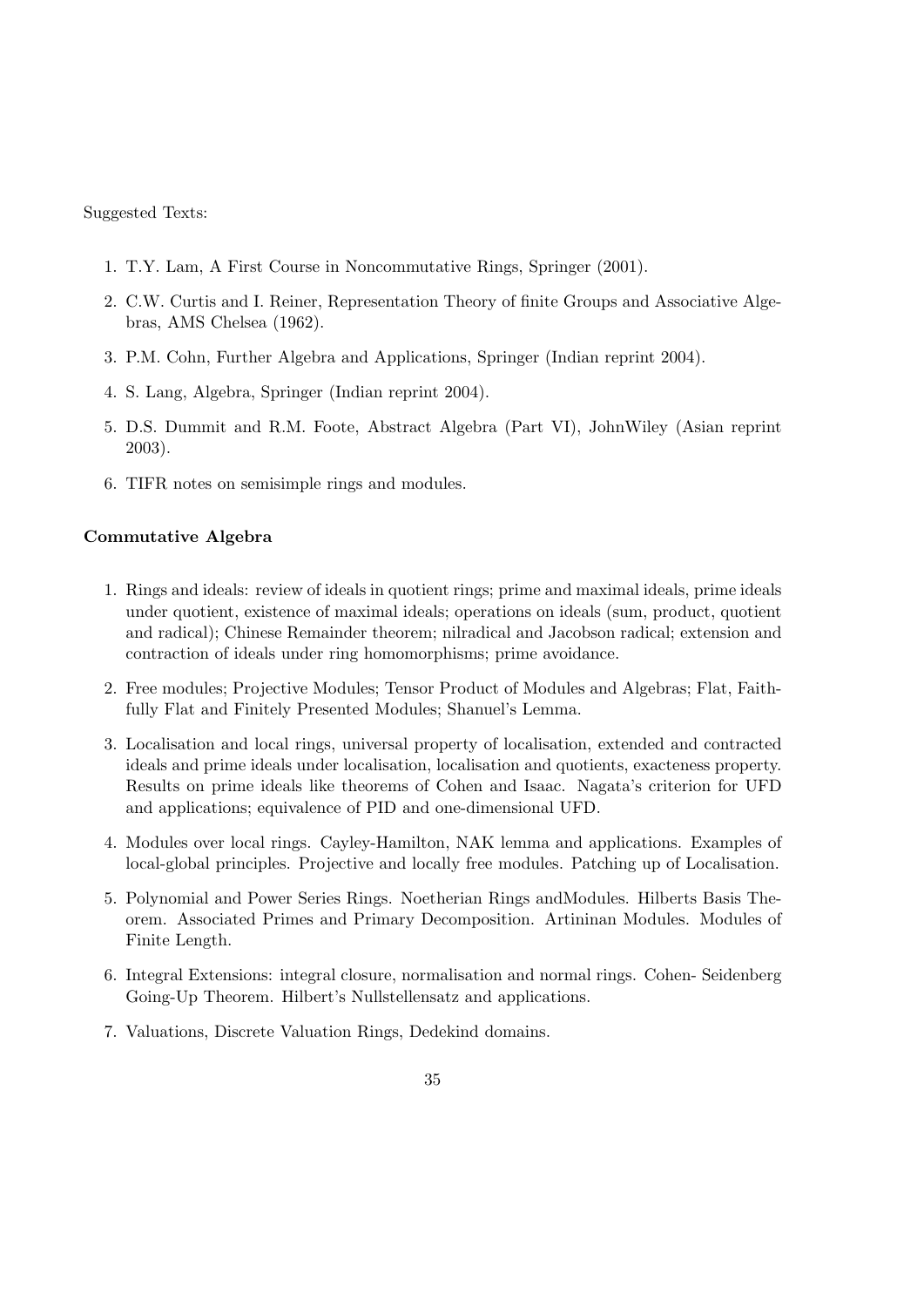Suggested Texts:

1. T.Y. Lam, A First Course in Noncommutative Rings, Springer (2001).
2. C.W. Curtis and I. Reiner, Representation Theory of finite Groups and Associative Algebras, AMS Chelsea (1962).
3. P.M. Cohn, Further Algebra and Applications, Springer (Indian reprint 2004).
4. S. Lang, Algebra, Springer (Indian reprint 2004).
5. D.S. Dummit and R.M. Foote, Abstract Algebra (Part VI), JohnWiley (Asian reprint 2003).
6. TIFR notes on semisimple rings and modules.

**Commutative Algebra**

1. Rings and ideals: review of ideals in quotient rings; prime and maximal ideals, prime ideals under quotient, existence of maximal ideals; operations on ideals (sum, product, quotient and radical); Chinese Remainder theorem; nilradical and Jacobson radical; extension and contraction of ideals under ring homomorphisms; prime avoidance.
2. Free modules; Projective Modules; Tensor Product of Modules and Algebras; Flat, Faithfully Flat and Finitely Presented Modules; Shanuel's Lemma.
3. Localisation and local rings, universal property of localisation, extended and contracted ideals and prime ideals under localisation, localisation and quotients, exacteness property. Results on prime ideals like theorems of Cohen and Isaac. Nagata's criterion for UFD and applications; equivalence of PID and one-dimensional UFD.
4. Modules over local rings. Cayley-Hamilton, NAK lemma and applications. Examples of local-global principles. Projective and locally free modules. Patching up of Localisation.
5. Polynomial and Power Series Rings. Noetherian Rings andModules. Hilberts Basis Theorem. Associated Primes and Primary Decomposition. Artininan Modules. Modules of Finite Length.
6. Integral Extensions: integral closure, normalisation and normal rings. Cohen- Seidenberg Going-Up Theorem. Hilbert's Nullstellensatz and applications.
7. Valuations, Discrete Valuation Rings, Dedekind domains.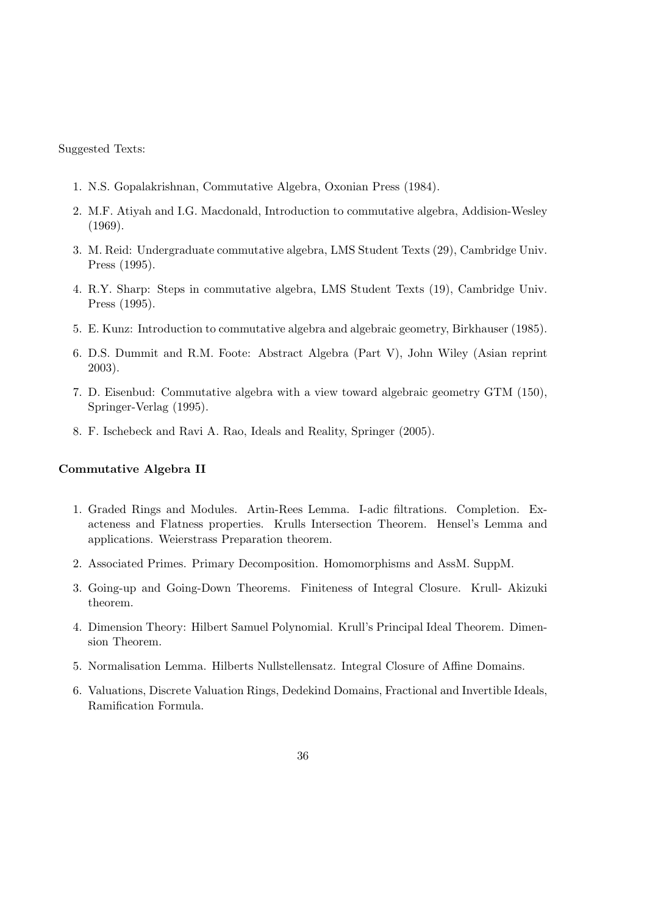Suggested Texts:

1. N.S. Gopalakrishnan, Commutative Algebra, Oxonian Press (1984).
2. M.F. Atiyah and I.G. Macdonald, Introduction to commutative algebra, Addision-Wesley (1969).
3. M. Reid: Undergraduate commutative algebra, LMS Student Texts (29), Cambridge Univ. Press (1995).
4. R.Y. Sharp: Steps in commutative algebra, LMS Student Texts (19), Cambridge Univ. Press (1995).
5. E. Kunz: Introduction to commutative algebra and algebraic geometry, Birkhauser (1985).
6. D.S. Dummit and R.M. Foote: Abstract Algebra (Part V), John Wiley (Asian reprint 2003).
7. D. Eisenbud: Commutative algebra with a view toward algebraic geometry GTM (150), Springer-Verlag (1995).
8. F. Ischebeck and Ravi A. Rao, Ideals and Reality, Springer (2005).

**Commutative Algebra II**

1. Graded Rings and Modules. Artin-Rees Lemma. I-adic filtrations. Completion. Exacteness and Flatness properties. Krulls Intersection Theorem. Hensel's Lemma and applications. Weierstrass Preparation theorem.
2. Associated Primes. Primary Decomposition. Homomorphisms and AssM. SuppM.
3. Going-up and Going-Down Theorems. Finiteness of Integral Closure. Krull- Akizuki theorem.
4. Dimension Theory: Hilbert Samuel Polynomial. Krull's Principal Ideal Theorem. Dimension Theorem.
5. Normalisation Lemma. Hilberts Nullstellensatz. Integral Closure of Affine Domains.
6. Valuations, Discrete Valuation Rings, Dedekind Domains, Fractional and Invertible Ideals, Ramification Formula.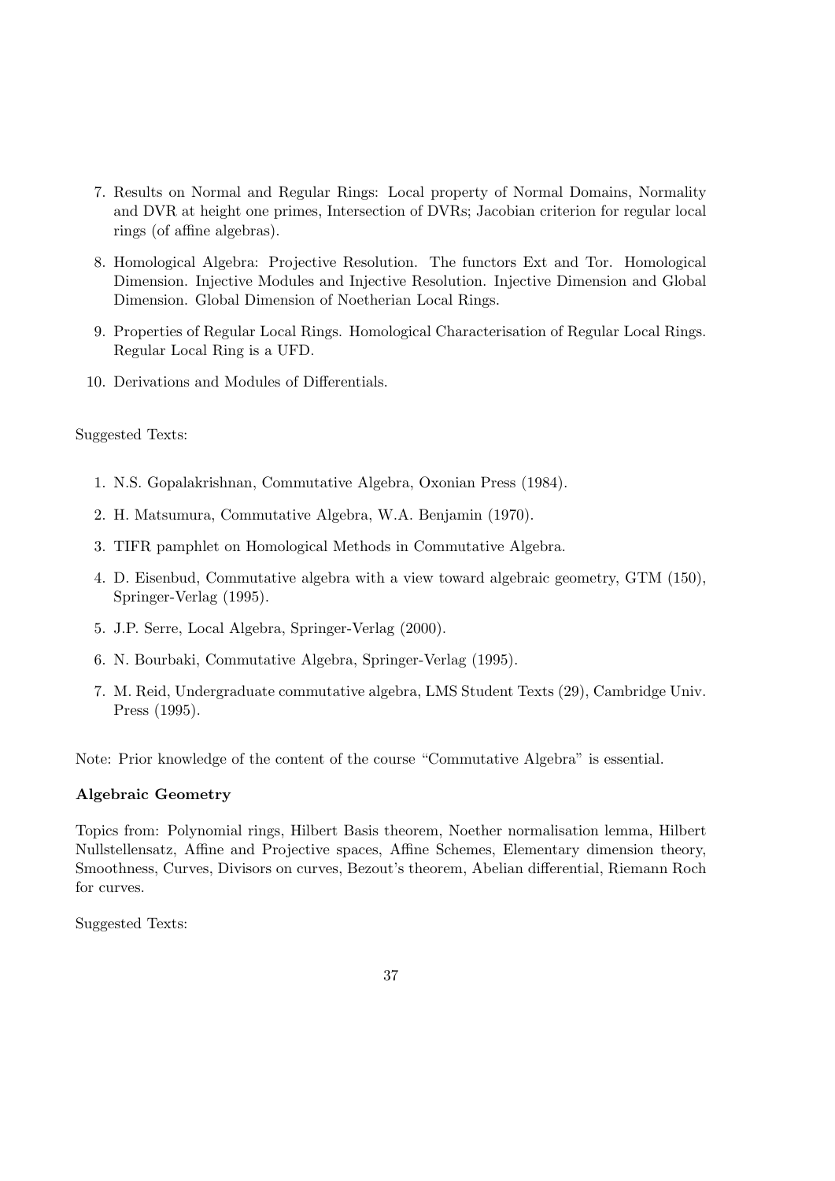7. Results on Normal and Regular Rings: Local property of Normal Domains, Normality and DVR at height one primes, Intersection of DVRs; Jacobian criterion for regular local rings (of affine algebras).

8. Homological Algebra: Projective Resolution. The functors Ext and Tor. Homological Dimension. Injective Modules and Injective Resolution. Injective Dimension and Global Dimension. Global Dimension of Noetherian Local Rings.

9. Properties of Regular Local Rings. Homological Characterisation of Regular Local Rings. Regular Local Ring is a UFD.

10. Derivations and Modules of Differentials.

Suggested Texts:

1. N.S. Gopalakrishnan, Commutative Algebra, Oxonian Press (1984).
2. H. Matsumura, Commutative Algebra, W.A. Benjamin (1970).
3. TIFR pamphlet on Homological Methods in Commutative Algebra.
4. D. Eisenbud, Commutative algebra with a view toward algebraic geometry, GTM (150), Springer-Verlag (1995).
5. J.P. Serre, Local Algebra, Springer-Verlag (2000).
6. N. Bourbaki, Commutative Algebra, Springer-Verlag (1995).
7. M. Reid, Undergraduate commutative algebra, LMS Student Texts (29), Cambridge Univ. Press (1995).

Note: Prior knowledge of the content of the course "Commutative Algebra" is essential.

**Algebraic Geometry**

Topics from: Polynomial rings, Hilbert Basis theorem, Noether normalisation lemma, Hilbert Nullstellensatz, Affine and Projective spaces, Affine Schemes, Elementary dimension theory, Smoothness, Curves, Divisors on curves, Bezout's theorem, Abelian differential, Riemann Roch for curves.

Suggested Texts: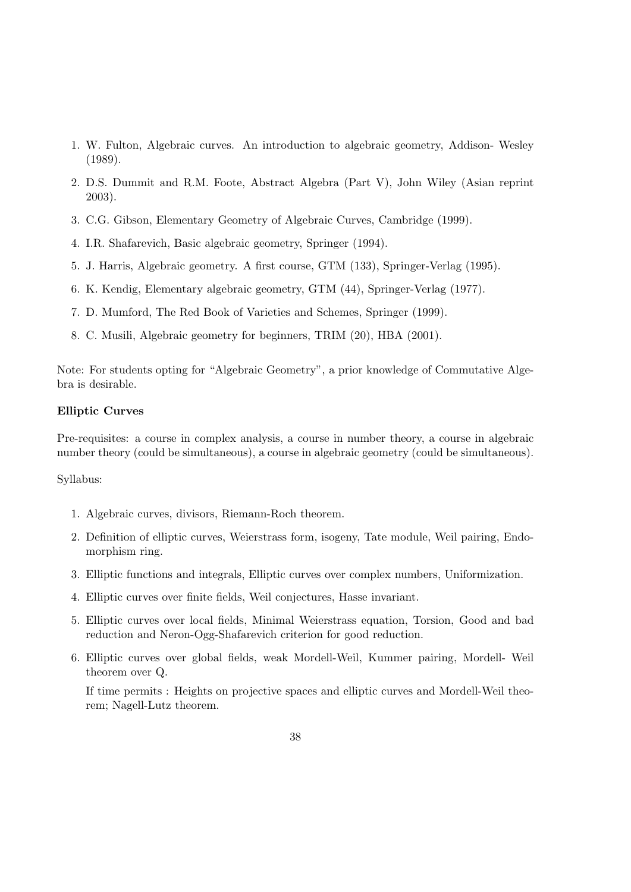1. W. Fulton, Algebraic curves. An introduction to algebraic geometry, Addison- Wesley (1989).
2. D.S. Dummit and R.M. Foote, Abstract Algebra (Part V), John Wiley (Asian reprint 2003).
3. C.G. Gibson, Elementary Geometry of Algebraic Curves, Cambridge (1999).
4. I.R. Shafarevich, Basic algebraic geometry, Springer (1994).
5. J. Harris, Algebraic geometry. A first course, GTM (133), Springer-Verlag (1995).
6. K. Kendig, Elementary algebraic geometry, GTM (44), Springer-Verlag (1977).
7. D. Mumford, The Red Book of Varieties and Schemes, Springer (1999).
8. C. Musili, Algebraic geometry for beginners, TRIM (20), HBA (2001).

Note: For students opting for "Algebraic Geometry", a prior knowledge of Commutative Algebra is desirable.

**Elliptic Curves**

Pre-requisites: a course in complex analysis, a course in number theory, a course in algebraic number theory (could be simultaneous), a course in algebraic geometry (could be simultaneous).

Syllabus:

1. Algebraic curves, divisors, Riemann-Roch theorem.
2. Definition of elliptic curves, Weierstrass form, isogeny, Tate module, Weil pairing, Endomorphism ring.
3. Elliptic functions and integrals, Elliptic curves over complex numbers, Uniformization.
4. Elliptic curves over finite fields, Weil conjectures, Hasse invariant.
5. Elliptic curves over local fields, Minimal Weierstrass equation, Torsion, Good and bad reduction and Neron-Ogg-Shafarevich criterion for good reduction.
6. Elliptic curves over global fields, weak Mordell-Weil, Kummer pairing, Mordell- Weil theorem over Q.

   If time permits : Heights on projective spaces and elliptic curves and Mordell-Weil theorem; Nagell-Lutz theorem.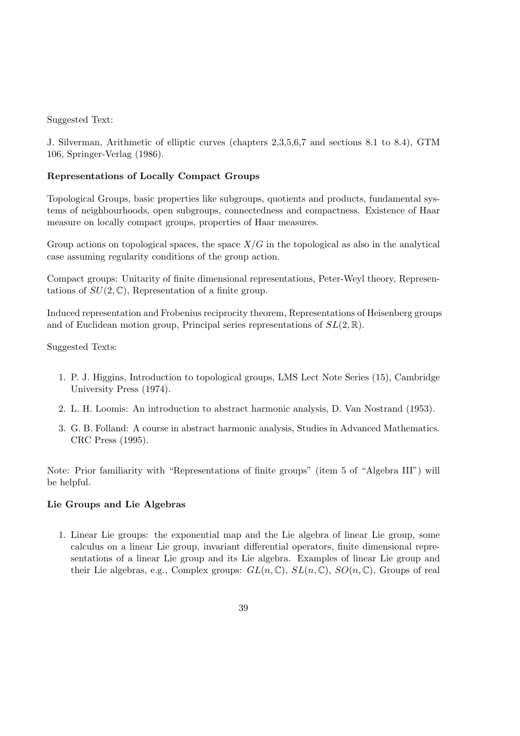Suggested Text:

J. Silverman, Arithmetic of elliptic curves (chapters 2,3,5,6,7 and sections 8.1 to 8.4), GTM 106, Springer-Verlag (1986).

**Representations of Locally Compact Groups**

Topological Groups, basic properties like subgroups, quotients and products, fundamental systems of neighbourhoods, open subgroups, connectedness and compactness. Existence of Haar measure on locally compact groups, properties of Haar measures.

Group actions on topological spaces, the space $X/G$ in the topological as also in the analytical case assuming regularity conditions of the group action.

Compact groups: Unitarity of finite dimensional representations, Peter-Weyl theory, Representations of $SU(2, \mathbb{C})$, Representation of a finite group.

Induced representation and Frobenius reciprocity theorem, Representations of Heisenberg groups and of Euclidean motion group, Principal series representations of $SL(2, \mathbb{R})$.

Suggested Texts:

1. P. J. Higgins, Introduction to topological groups, LMS Lect Note Series (15), Cambridge University Press (1974).
2. L. H. Loomis: An introduction to abstract harmonic analysis, D. Van Nostrand (1953).
3. G. B. Folland: A course in abstract harmonic analysis, Studies in Advanced Mathematics. CRC Press (1995).

Note: Prior familiarity with "Representations of finite groups" (item 5 of "Algebra III") will be helpful.

**Lie Groups and Lie Algebras**

1. Linear Lie groups: the exponential map and the Lie algebra of linear Lie group, some calculus on a linear Lie group, invariant differential operators, finite dimensional representations of a linear Lie group and its Lie algebra. Examples of linear Lie group and their Lie algebras, e.g., Complex groups: $GL(n, \mathbb{C})$, $SL(n, \mathbb{C})$, $SO(n, \mathbb{C})$, Groups of real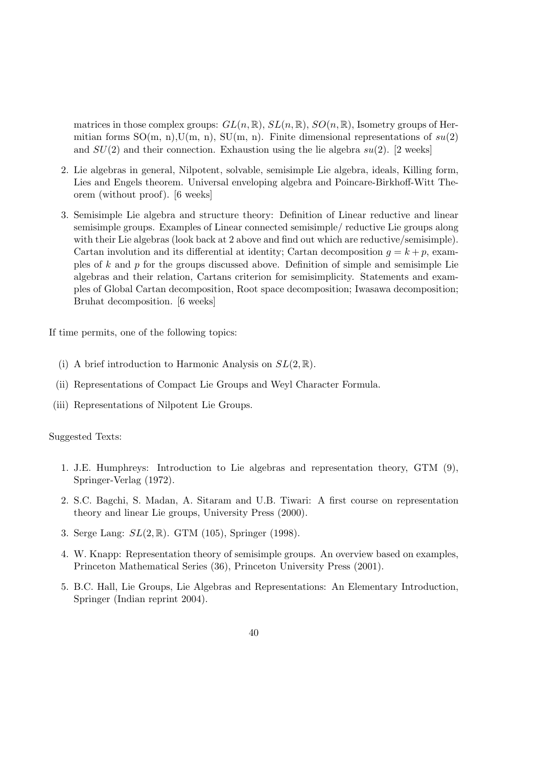matrices in those complex groups: $GL(n, \mathbb{R})$, $SL(n, \mathbb{R})$, $SO(n, \mathbb{R})$, Isometry groups of Hermitian forms SO(m, n),U(m, n), SU(m, n). Finite dimensional representations of $su(2)$ and $SU(2)$ and their connection. Exhaustion using the lie algebra $su(2)$. [2 weeks]

2. Lie algebras in general, Nilpotent, solvable, semisimple Lie algebra, ideals, Killing form, Lies and Engels theorem. Universal enveloping algebra and Poincare-Birkhoff-Witt Theorem (without proof). [6 weeks]

3. Semisimple Lie algebra and structure theory: Definition of Linear reductive and linear semisimple groups. Examples of Linear connected semisimple/ reductive Lie groups along with their Lie algebras (look back at 2 above and find out which are reductive/semisimple). Cartan involution and its differential at identity; Cartan decomposition $g = k + p$, examples of $k$ and $p$ for the groups discussed above. Definition of simple and semisimple Lie algebras and their relation, Cartans criterion for semisimplicity. Statements and examples of Global Cartan decomposition, Root space decomposition; Iwasawa decomposition; Bruhat decomposition. [6 weeks]

If time permits, one of the following topics:

(i) A brief introduction to Harmonic Analysis on $SL(2, \mathbb{R})$.

(ii) Representations of Compact Lie Groups and Weyl Character Formula.

(iii) Representations of Nilpotent Lie Groups.

Suggested Texts:

1. J.E. Humphreys: Introduction to Lie algebras and representation theory, GTM (9), Springer-Verlag (1972).

2. S.C. Bagchi, S. Madan, A. Sitaram and U.B. Tiwari: A first course on representation theory and linear Lie groups, University Press (2000).

3. Serge Lang: $SL(2, \mathbb{R})$. GTM (105), Springer (1998).

4. W. Knapp: Representation theory of semisimple groups. An overview based on examples, Princeton Mathematical Series (36), Princeton University Press (2001).

5. B.C. Hall, Lie Groups, Lie Algebras and Representations: An Elementary Introduction, Springer (Indian reprint 2004).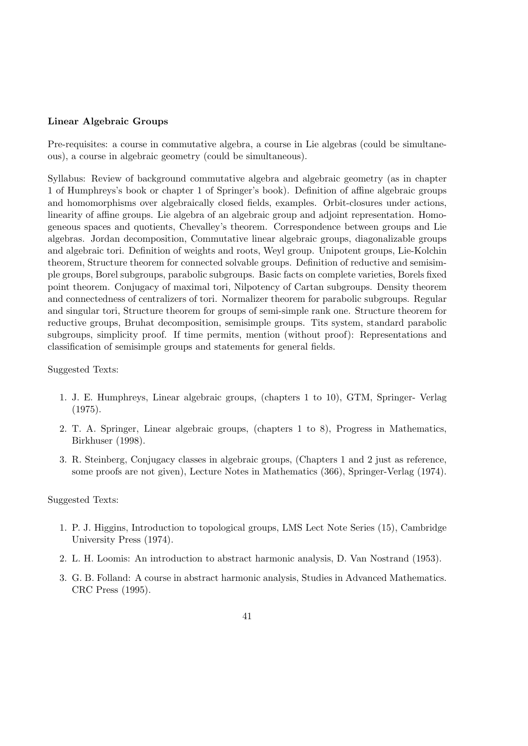**Linear Algebraic Groups**

Pre-requisites: a course in commutative algebra, a course in Lie algebras (could be simultaneous), a course in algebraic geometry (could be simultaneous).

Syllabus: Review of background commutative algebra and algebraic geometry (as in chapter 1 of Humphreys's book or chapter 1 of Springer's book). Definition of affine algebraic groups and homomorphisms over algebraically closed fields, examples. Orbit-closures under actions, linearity of affine groups. Lie algebra of an algebraic group and adjoint representation. Homogeneous spaces and quotients, Chevalley's theorem. Correspondence between groups and Lie algebras. Jordan decomposition, Commutative linear algebraic groups, diagonalizable groups and algebraic tori. Definition of weights and roots, Weyl group. Unipotent groups, Lie-Kolchin theorem, Structure theorem for connected solvable groups. Definition of reductive and semisimple groups, Borel subgroups, parabolic subgroups. Basic facts on complete varieties, Borels fixed point theorem. Conjugacy of maximal tori, Nilpotency of Cartan subgroups. Density theorem and connectedness of centralizers of tori. Normalizer theorem for parabolic subgroups. Regular and singular tori, Structure theorem for groups of semi-simple rank one. Structure theorem for reductive groups, Bruhat decomposition, semisimple groups. Tits system, standard parabolic subgroups, simplicity proof. If time permits, mention (without proof): Representations and classification of semisimple groups and statements for general fields.

Suggested Texts:

1. J. E. Humphreys, Linear algebraic groups, (chapters 1 to 10), GTM, Springer- Verlag (1975).
2. T. A. Springer, Linear algebraic groups, (chapters 1 to 8), Progress in Mathematics, Birkhuser (1998).
3. R. Steinberg, Conjugacy classes in algebraic groups, (Chapters 1 and 2 just as reference, some proofs are not given), Lecture Notes in Mathematics (366), Springer-Verlag (1974).

Suggested Texts:

1. P. J. Higgins, Introduction to topological groups, LMS Lect Note Series (15), Cambridge University Press (1974).
2. L. H. Loomis: An introduction to abstract harmonic analysis, D. Van Nostrand (1953).
3. G. B. Folland: A course in abstract harmonic analysis, Studies in Advanced Mathematics. CRC Press (1995).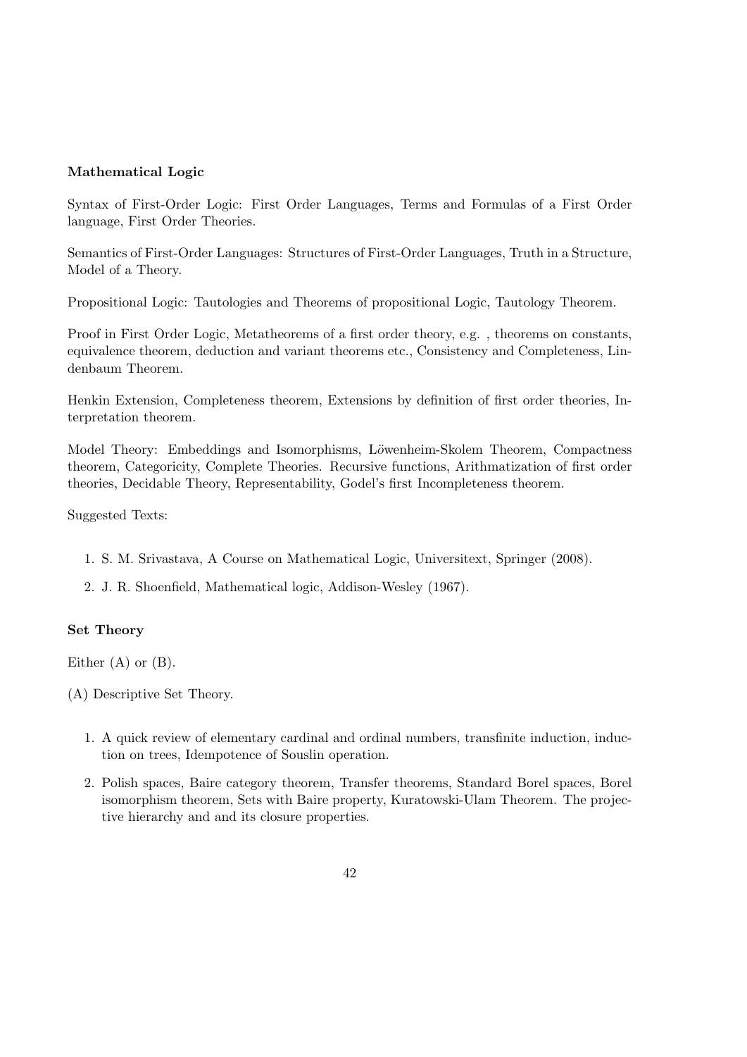**Mathematical Logic**

Syntax of First-Order Logic: First Order Languages, Terms and Formulas of a First Order language, First Order Theories.

Semantics of First-Order Languages: Structures of First-Order Languages, Truth in a Structure, Model of a Theory.

Propositional Logic: Tautologies and Theorems of propositional Logic, Tautology Theorem.

Proof in First Order Logic, Metatheorems of a first order theory, e.g. , theorems on constants, equivalence theorem, deduction and variant theorems etc., Consistency and Completeness, Lindenbaum Theorem.

Henkin Extension, Completeness theorem, Extensions by definition of first order theories, Interpretation theorem.

Model Theory: Embeddings and Isomorphisms, Löwenheim-Skolem Theorem, Compactness theorem, Categoricity, Complete Theories. Recursive functions, Arithmatization of first order theories, Decidable Theory, Representability, Godel's first Incompleteness theorem.

Suggested Texts:

1. S. M. Srivastava, A Course on Mathematical Logic, Universitext, Springer (2008).
2. J. R. Shoenfield, Mathematical logic, Addison-Wesley (1967).

**Set Theory**

Either (A) or (B).

(A) Descriptive Set Theory.

1. A quick review of elementary cardinal and ordinal numbers, transfinite induction, induction on trees, Idempotence of Souslin operation.
2. Polish spaces, Baire category theorem, Transfer theorems, Standard Borel spaces, Borel isomorphism theorem, Sets with Baire property, Kuratowski-Ulam Theorem. The projective hierarchy and and its closure properties.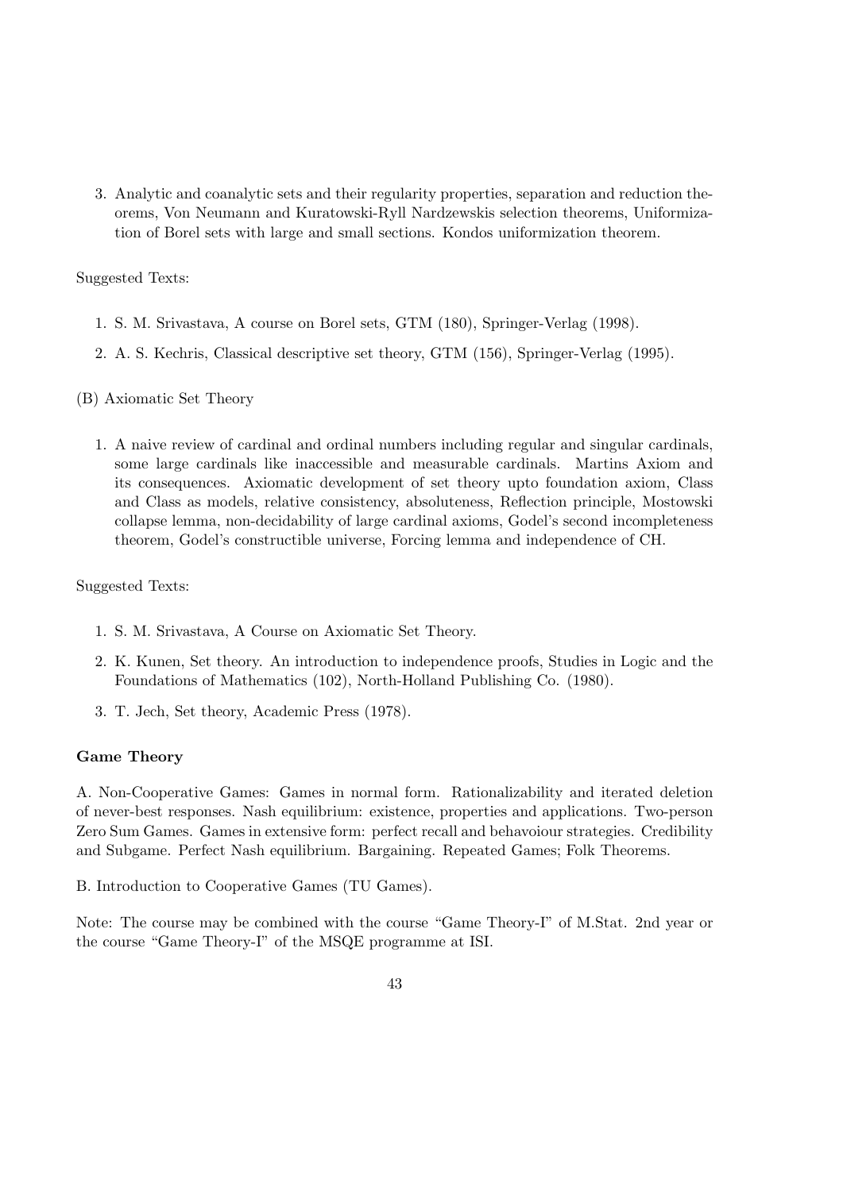3. Analytic and coanalytic sets and their regularity properties, separation and reduction theorems, Von Neumann and Kuratowski-Ryll Nardzewskis selection theorems, Uniformization of Borel sets with large and small sections. Kondos uniformization theorem.

Suggested Texts:

1. S. M. Srivastava, A course on Borel sets, GTM (180), Springer-Verlag (1998).
2. A. S. Kechris, Classical descriptive set theory, GTM (156), Springer-Verlag (1995).

(B) Axiomatic Set Theory

1. A naive review of cardinal and ordinal numbers including regular and singular cardinals, some large cardinals like inaccessible and measurable cardinals. Martins Axiom and its consequences. Axiomatic development of set theory upto foundation axiom, Class and Class as models, relative consistency, absoluteness, Reflection principle, Mostowski collapse lemma, non-decidability of large cardinal axioms, Godel's second incompleteness theorem, Godel's constructible universe, Forcing lemma and independence of CH.

Suggested Texts:

1. S. M. Srivastava, A Course on Axiomatic Set Theory.
2. K. Kunen, Set theory. An introduction to independence proofs, Studies in Logic and the Foundations of Mathematics (102), North-Holland Publishing Co. (1980).
3. T. Jech, Set theory, Academic Press (1978).

**Game Theory**

A. Non-Cooperative Games: Games in normal form. Rationalizability and iterated deletion of never-best responses. Nash equilibrium: existence, properties and applications. Two-person Zero Sum Games. Games in extensive form: perfect recall and behavoiour strategies. Credibility and Subgame. Perfect Nash equilibrium. Bargaining. Repeated Games; Folk Theorems.

B. Introduction to Cooperative Games (TU Games).

Note: The course may be combined with the course "Game Theory-I" of M.Stat. 2nd year or the course "Game Theory-I" of the MSQE programme at ISI.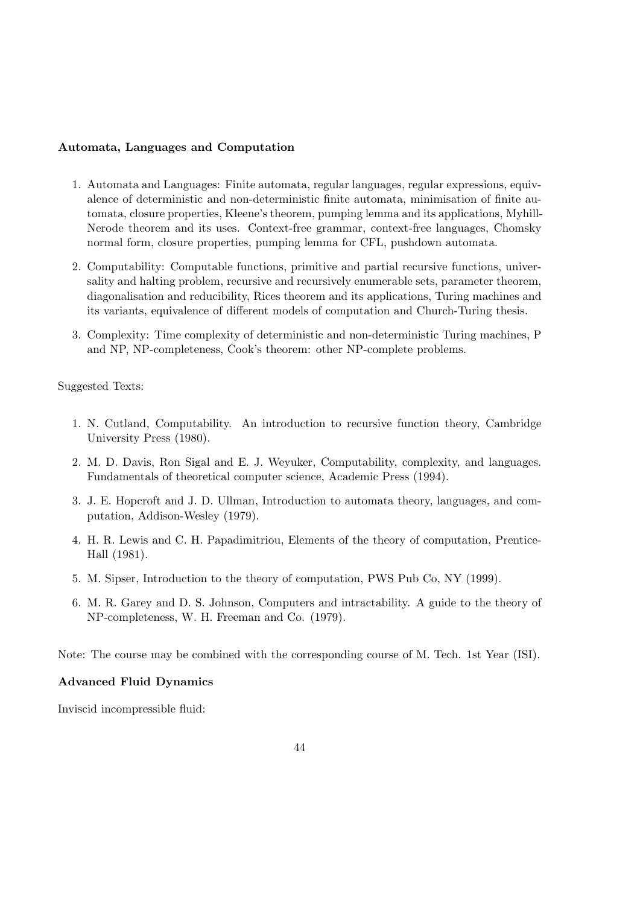**Automata, Languages and Computation**

1. Automata and Languages: Finite automata, regular languages, regular expressions, equivalence of deterministic and non-deterministic finite automata, minimisation of finite automata, closure properties, Kleene's theorem, pumping lemma and its applications, Myhill-Nerode theorem and its uses. Context-free grammar, context-free languages, Chomsky normal form, closure properties, pumping lemma for CFL, pushdown automata.

2. Computability: Computable functions, primitive and partial recursive functions, universality and halting problem, recursive and recursively enumerable sets, parameter theorem, diagonalisation and reducibility, Rices theorem and its applications, Turing machines and its variants, equivalence of different models of computation and Church-Turing thesis.

3. Complexity: Time complexity of deterministic and non-deterministic Turing machines, P and NP, NP-completeness, Cook's theorem: other NP-complete problems.

Suggested Texts:

1. N. Cutland, Computability. An introduction to recursive function theory, Cambridge University Press (1980).

2. M. D. Davis, Ron Sigal and E. J. Weyuker, Computability, complexity, and languages. Fundamentals of theoretical computer science, Academic Press (1994).

3. J. E. Hopcroft and J. D. Ullman, Introduction to automata theory, languages, and computation, Addison-Wesley (1979).

4. H. R. Lewis and C. H. Papadimitriou, Elements of the theory of computation, Prentice-Hall (1981).

5. M. Sipser, Introduction to the theory of computation, PWS Pub Co, NY (1999).

6. M. R. Garey and D. S. Johnson, Computers and intractability. A guide to the theory of NP-completeness, W. H. Freeman and Co. (1979).

Note: The course may be combined with the corresponding course of M. Tech. 1st Year (ISI).

**Advanced Fluid Dynamics**

Inviscid incompressible fluid: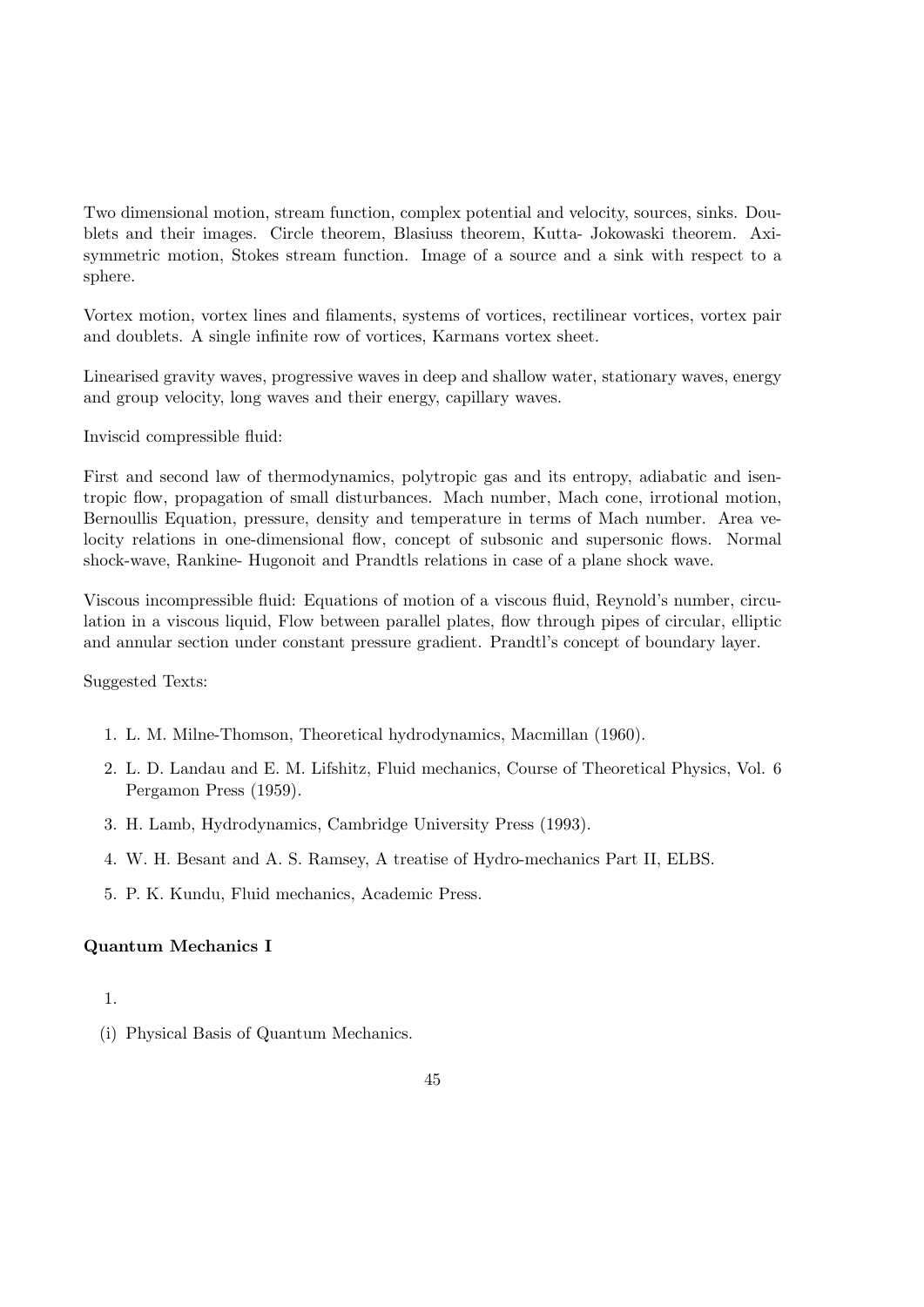Two dimensional motion, stream function, complex potential and velocity, sources, sinks. Doublets and their images. Circle theorem, Blasiuss theorem, Kutta- Jokowaski theorem. Axi-symmetric motion, Stokes stream function. Image of a source and a sink with respect to a sphere.

Vortex motion, vortex lines and filaments, systems of vortices, rectilinear vortices, vortex pair and doublets. A single infinite row of vortices, Karmans vortex sheet.

Linearised gravity waves, progressive waves in deep and shallow water, stationary waves, energy and group velocity, long waves and their energy, capillary waves.

Inviscid compressible fluid:

First and second law of thermodynamics, polytropic gas and its entropy, adiabatic and isentropic flow, propagation of small disturbances. Mach number, Mach cone, irrotional motion, Bernoullis Equation, pressure, density and temperature in terms of Mach number. Area velocity relations in one-dimensional flow, concept of subsonic and supersonic flows. Normal shock-wave, Rankine- Hugonoit and Prandtls relations in case of a plane shock wave.

Viscous incompressible fluid: Equations of motion of a viscous fluid, Reynold's number, circulation in a viscous liquid, Flow between parallel plates, flow through pipes of circular, elliptic and annular section under constant pressure gradient. Prandtl's concept of boundary layer.

Suggested Texts:

1. L. M. Milne-Thomson, Theoretical hydrodynamics, Macmillan (1960).
2. L. D. Landau and E. M. Lifshitz, Fluid mechanics, Course of Theoretical Physics, Vol. 6 Pergamon Press (1959).
3. H. Lamb, Hydrodynamics, Cambridge University Press (1993).
4. W. H. Besant and A. S. Ramsey, A treatise of Hydro-mechanics Part II, ELBS.
5. P. K. Kundu, Fluid mechanics, Academic Press.

**Quantum Mechanics I**

1.

(i) Physical Basis of Quantum Mechanics.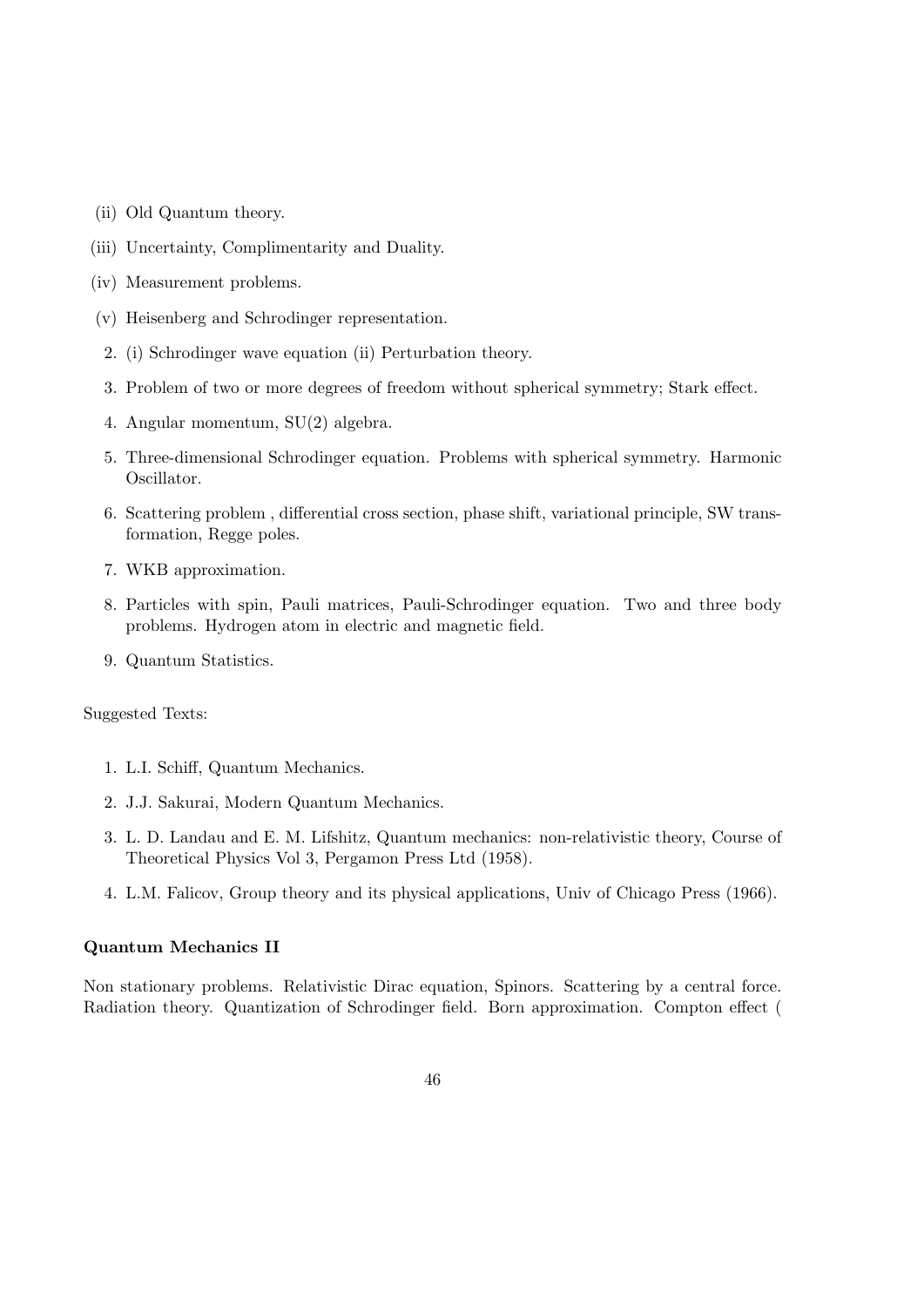- (ii) Old Quantum theory.
- (iii) Uncertainty, Complimentarity and Duality.
- (iv) Measurement problems.
- (v) Heisenberg and Schrodinger representation.

2. (i) Schrodinger wave equation (ii) Perturbation theory.
3. Problem of two or more degrees of freedom without spherical symmetry; Stark effect.
4. Angular momentum, SU(2) algebra.
5. Three-dimensional Schrodinger equation. Problems with spherical symmetry. Harmonic Oscillator.
6. Scattering problem , differential cross section, phase shift, variational principle, SW transformation, Regge poles.
7. WKB approximation.
8. Particles with spin, Pauli matrices, Pauli-Schrodinger equation. Two and three body problems. Hydrogen atom in electric and magnetic field.
9. Quantum Statistics.

Suggested Texts:

1. L.I. Schiff, Quantum Mechanics.
2. J.J. Sakurai, Modern Quantum Mechanics.
3. L. D. Landau and E. M. Lifshitz, Quantum mechanics: non-relativistic theory, Course of Theoretical Physics Vol 3, Pergamon Press Ltd (1958).
4. L.M. Falicov, Group theory and its physical applications, Univ of Chicago Press (1966).

**Quantum Mechanics II**

Non stationary problems. Relativistic Dirac equation, Spinors. Scattering by a central force. Radiation theory. Quantization of Schrodinger field. Born approximation. Compton effect (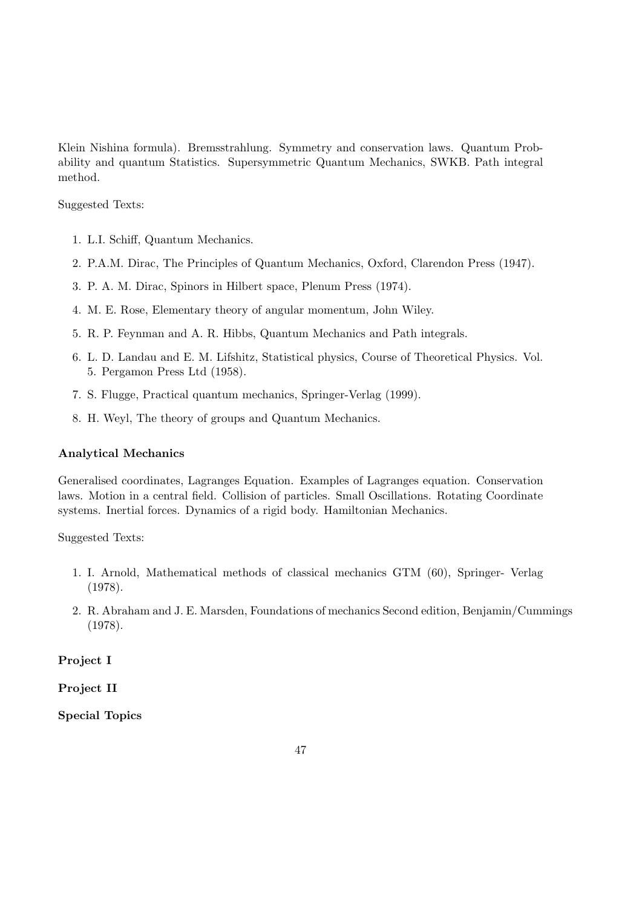Klein Nishina formula). Bremsstrahlung. Symmetry and conservation laws. Quantum Probability and quantum Statistics. Supersymmetric Quantum Mechanics, SWKB. Path integral method.

Suggested Texts:

1. L.I. Schiff, Quantum Mechanics.
2. P.A.M. Dirac, The Principles of Quantum Mechanics, Oxford, Clarendon Press (1947).
3. P. A. M. Dirac, Spinors in Hilbert space, Plenum Press (1974).
4. M. E. Rose, Elementary theory of angular momentum, John Wiley.
5. R. P. Feynman and A. R. Hibbs, Quantum Mechanics and Path integrals.
6. L. D. Landau and E. M. Lifshitz, Statistical physics, Course of Theoretical Physics. Vol. 5. Pergamon Press Ltd (1958).
7. S. Flugge, Practical quantum mechanics, Springer-Verlag (1999).
8. H. Weyl, The theory of groups and Quantum Mechanics.

### Analytical Mechanics

Generalised coordinates, Lagranges Equation. Examples of Lagranges equation. Conservation laws. Motion in a central field. Collision of particles. Small Oscillations. Rotating Coordinate systems. Inertial forces. Dynamics of a rigid body. Hamiltonian Mechanics.

Suggested Texts:

1. I. Arnold, Mathematical methods of classical mechanics GTM (60), Springer- Verlag (1978).
2. R. Abraham and J. E. Marsden, Foundations of mechanics Second edition, Benjamin/Cummings (1978).

### Project I

### Project II

### Special Topics